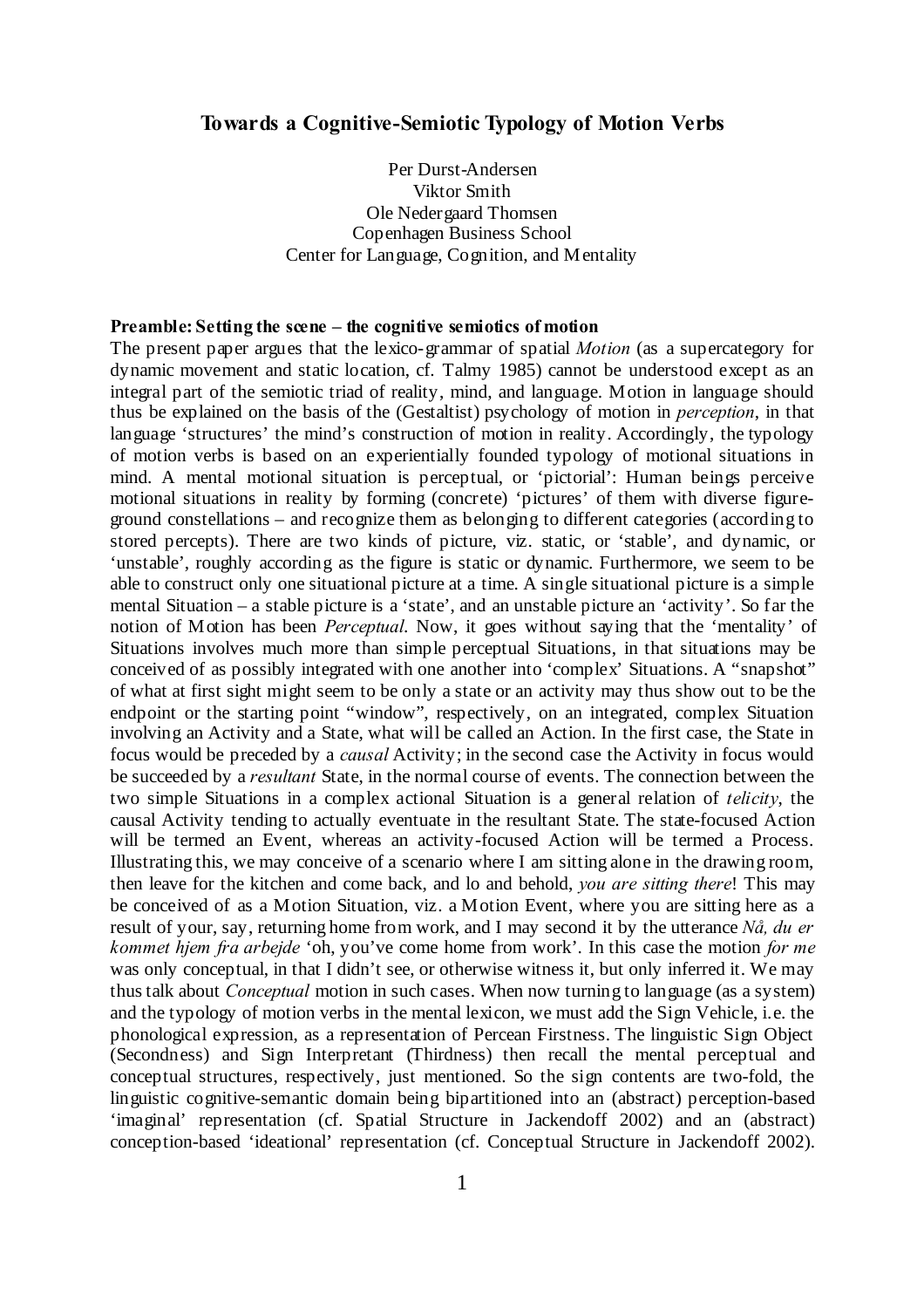# Towards a Cognitive-Semiotic Typology of Motion Verbs

Per Durst-Andersen
Viktor Smith
Ole Nedergaard Thomsen
Copenhagen Business School
Center for Language, Cognition, and Mentality

## Preamble: Setting the scene – the cognitive semiotics of motion

The present paper argues that the lexico-grammar of spatial *Motion* (as a supercategory for dynamic movement and static location, cf. Talmy 1985) cannot be understood except as an integral part of the semiotic triad of reality, mind, and language. Motion in language should thus be explained on the basis of the (Gestaltist) psychology of motion in *perception*, in that language 'structures' the mind's construction of motion in reality. Accordingly, the typology of motion verbs is based on an experientially founded typology of motional situations in mind. A mental motional situation is perceptual, or 'pictorial': Human beings perceive motional situations in reality by forming (concrete) 'pictures' of them with diverse figure-ground constellations – and recognize them as belonging to different categories (according to stored percepts). There are two kinds of picture, viz. static, or 'stable', and dynamic, or 'unstable', roughly according as the figure is static or dynamic. Furthermore, we seem to be able to construct only one situational picture at a time. A single situational picture is a simple mental Situation – a stable picture is a 'state', and an unstable picture an 'activity'. So far the notion of Motion has been *Perceptual*. Now, it goes without saying that the 'mentality' of Situations involves much more than simple perceptual Situations, in that situations may be conceived of as possibly integrated with one another into 'complex' Situations. A "snapshot" of what at first sight might seem to be only a state or an activity may thus show out to be the endpoint or the starting point "window", respectively, on an integrated, complex Situation involving an Activity and a State, what will be called an Action. In the first case, the State in focus would be preceded by a *causal* Activity; in the second case the Activity in focus would be succeeded by a *resultant* State, in the normal course of events. The connection between the two simple Situations in a complex actional Situation is a general relation of *telicity*, the causal Activity tending to actually eventuate in the resultant State. The state-focused Action will be termed an Event, whereas an activity-focused Action will be termed a Process. Illustrating this, we may conceive of a scenario where I am sitting alone in the drawing room, then leave for the kitchen and come back, and lo and behold, *you are sitting there*! This may be conceived of as a Motion Situation, viz. a Motion Event, where you are sitting here as a result of your, say, returning home from work, and I may second it by the utterance *Nå, du er kommet hjem fra arbejde* 'oh, you've come home from work'. In this case the motion *for me* was only conceptual, in that I didn't see, or otherwise witness it, but only inferred it. We may thus talk about *Conceptual* motion in such cases. When now turning to language (as a system) and the typology of motion verbs in the mental lexicon, we must add the Sign Vehicle, i.e. the phonological expression, as a representation of Percean Firstness. The linguistic Sign Object (Secondness) and Sign Interpretant (Thirdness) then recall the mental perceptual and conceptual structures, respectively, just mentioned. So the sign contents are two-fold, the linguistic cognitive-semantic domain being bipartitioned into an (abstract) perception-based 'imaginal' representation (cf. Spatial Structure in Jackendoff 2002) and an (abstract) conception-based 'ideational' representation (cf. Conceptual Structure in Jackendoff 2002).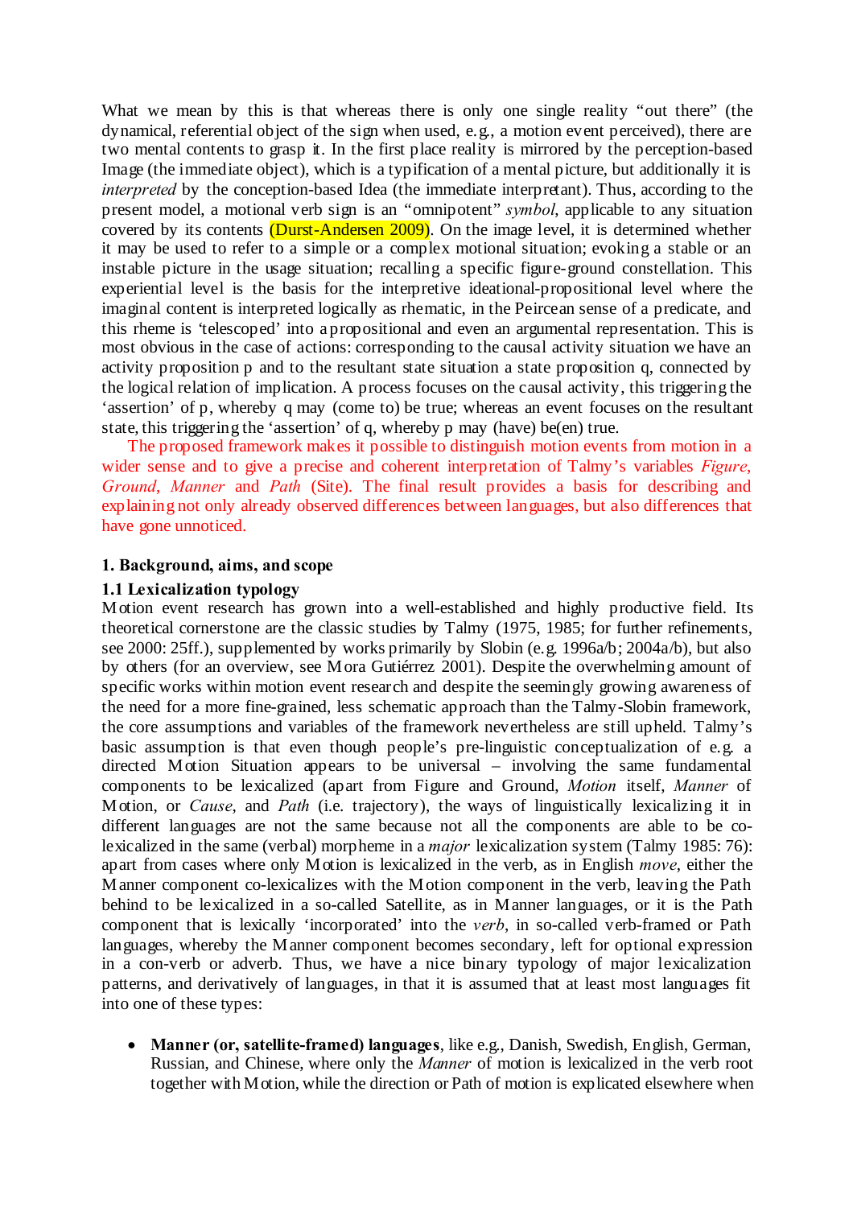What we mean by this is that whereas there is only one single reality "out there" (the dynamical, referential object of the sign when used, e.g., a motion event perceived), there are two mental contents to grasp it. In the first place reality is mirrored by the perception-based Image (the immediate object), which is a typification of a mental picture, but additionally it is *interpreted* by the conception-based Idea (the immediate interpretant). Thus, according to the present model, a motional verb sign is an "omnipotent" *symbol*, applicable to any situation covered by its contents (Durst-Andersen 2009). On the image level, it is determined whether it may be used to refer to a simple or a complex motional situation; evoking a stable or an instable picture in the usage situation; recalling a specific figure-ground constellation. This experiential level is the basis for the interpretive ideational-propositional level where the imaginal content is interpreted logically as rhematic, in the Peircean sense of a predicate, and this rheme is 'telescoped' into a propositional and even an argumental representation. This is most obvious in the case of actions: corresponding to the causal activity situation we have an activity proposition p and to the resultant state situation a state proposition q, connected by the logical relation of implication. A process focuses on the causal activity, this triggering the 'assertion' of p, whereby q may (come to) be true; whereas an event focuses on the resultant state, this triggering the 'assertion' of q, whereby p may (have) be(en) true.

The proposed framework makes it possible to distinguish motion events from motion in a wider sense and to give a precise and coherent interpretation of Talmy's variables *Figure*, *Ground*, *Manner* and *Path* (Site). The final result provides a basis for describing and explaining not only already observed differences between languages, but also differences that have gone unnoticed.

## 1. Background, aims, and scope

### 1.1 Lexicalization typology

Motion event research has grown into a well-established and highly productive field. Its theoretical cornerstone are the classic studies by Talmy (1975, 1985; for further refinements, see 2000: 25ff.), supplemented by works primarily by Slobin (e.g. 1996a/b; 2004a/b), but also by others (for an overview, see Mora Gutiérrez 2001). Despite the overwhelming amount of specific works within motion event research and despite the seemingly growing awareness of the need for a more fine-grained, less schematic approach than the Talmy-Slobin framework, the core assumptions and variables of the framework nevertheless are still upheld. Talmy's basic assumption is that even though people's pre-linguistic conceptualization of e.g. a directed Motion Situation appears to be universal – involving the same fundamental components to be lexicalized (apart from Figure and Ground, *Motion* itself, *Manner* of Motion, or *Cause*, and *Path* (i.e. trajectory), the ways of linguistically lexicalizing it in different languages are not the same because not all the components are able to be co-lexicalized in the same (verbal) morpheme in a *major* lexicalization system (Talmy 1985: 76): apart from cases where only Motion is lexicalized in the verb, as in English *move*, either the Manner component co-lexicalizes with the Motion component in the verb, leaving the Path behind to be lexicalized in a so-called Satellite, as in Manner languages, or it is the Path component that is lexically 'incorporated' into the *verb*, in so-called verb-framed or Path languages, whereby the Manner component becomes secondary, left for optional expression in a con-verb or adverb. Thus, we have a nice binary typology of major lexicalization patterns, and derivatively of languages, in that it is assumed that at least most languages fit into one of these types:

- **Manner (or, satellite-framed) languages**, like e.g., Danish, Swedish, English, German, Russian, and Chinese, where only the *Manner* of motion is lexicalized in the verb root together with Motion, while the direction or Path of motion is explicated elsewhere when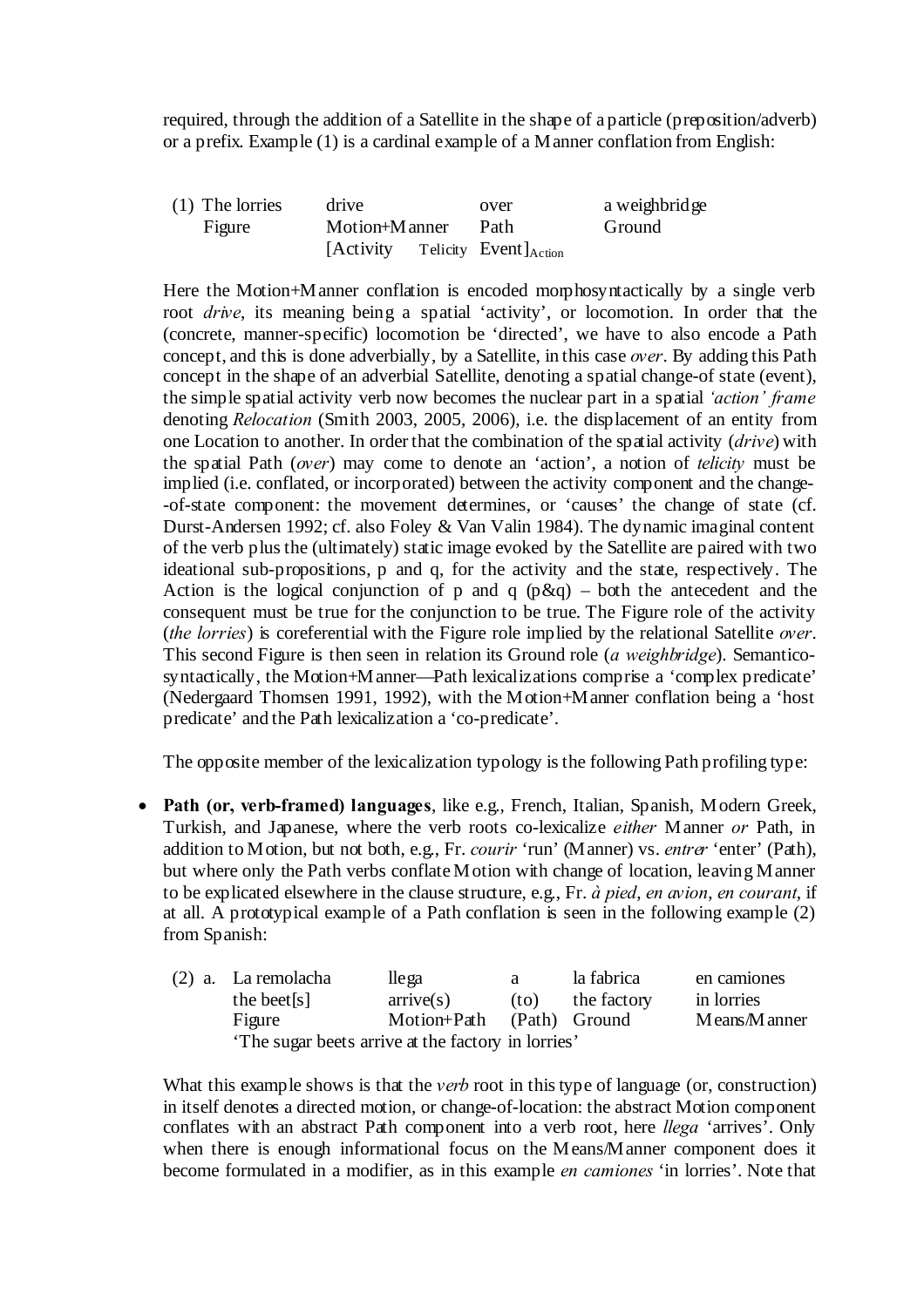required, through the addition of a Satellite in the shape of a particle (preposition/adverb) or a prefix. Example (1) is a cardinal example of a Manner conflation from English:

| (1) The lorries | drive | over | a weighbridge |
|---|---|---|---|
| Figure | Motion+Manner | Path | Ground |
| | [Activity Telicity | Event]$_{Action}$ | |

Here the Motion+Manner conflation is encoded morphosyntactically by a single verb root *drive*, its meaning being a spatial 'activity', or locomotion. In order that the (concrete, manner-specific) locomotion be 'directed', we have to also encode a Path concept, and this is done adverbially, by a Satellite, in this case *over*. By adding this Path concept in the shape of an adverbial Satellite, denoting a spatial change-of state (event), the simple spatial activity verb now becomes the nuclear part in a spatial *'action' frame* denoting *Relocation* (Smith 2003, 2005, 2006), i.e. the displacement of an entity from one Location to another. In order that the combination of the spatial activity (*drive*) with the spatial Path (*over*) may come to denote an 'action', a notion of *telicity* must be implied (i.e. conflated, or incorporated) between the activity component and the change-of-state component: the movement determines, or 'causes' the change of state (cf. Durst-Andersen 1992; cf. also Foley & Van Valin 1984). The dynamic imaginal content of the verb plus the (ultimately) static image evoked by the Satellite are paired with two ideational sub-propositions, p and q, for the activity and the state, respectively. The Action is the logical conjunction of p and q (p&q) – both the antecedent and the consequent must be true for the conjunction to be true. The Figure role of the activity (*the lorries*) is coreferential with the Figure role implied by the relational Satellite *over*. This second Figure is then seen in relation its Ground role (*a weighbridge*). Semantico-syntactically, the Motion+Manner—Path lexicalizations comprise a 'complex predicate' (Nedergaard Thomsen 1991, 1992), with the Motion+Manner conflation being a 'host predicate' and the Path lexicalization a 'co-predicate'.

The opposite member of the lexicalization typology is the following Path profiling type:

- **Path (or, verb-framed) languages**, like e.g., French, Italian, Spanish, Modern Greek, Turkish, and Japanese, where the verb roots co-lexicalize *either* Manner *or* Path, in addition to Motion, but not both, e.g., Fr. *courir* 'run' (Manner) vs. *entrer* 'enter' (Path), but where only the Path verbs conflate Motion with change of location, leaving Manner to be explicated elsewhere in the clause structure, e.g., Fr. *à pied*, *en avion*, *en courant*, if at all. A prototypical example of a Path conflation is seen in the following example (2) from Spanish:

| (2) a. La remolacha | llega | a | la fabrica | en camiones |
|---|---|---|---|---|
| the beet[s] | arrive(s) | (to) | the factory | in lorries |
| Figure | Motion+Path | (Path) | Ground | Means/Manner |

'The sugar beets arrive at the factory in lorries'

What this example shows is that the *verb* root in this type of language (or, construction) in itself denotes a directed motion, or change-of-location: the abstract Motion component conflates with an abstract Path component into a verb root, here *llega* 'arrives'. Only when there is enough informational focus on the Means/Manner component does it become formulated in a modifier, as in this example *en camiones* 'in lorries'. Note that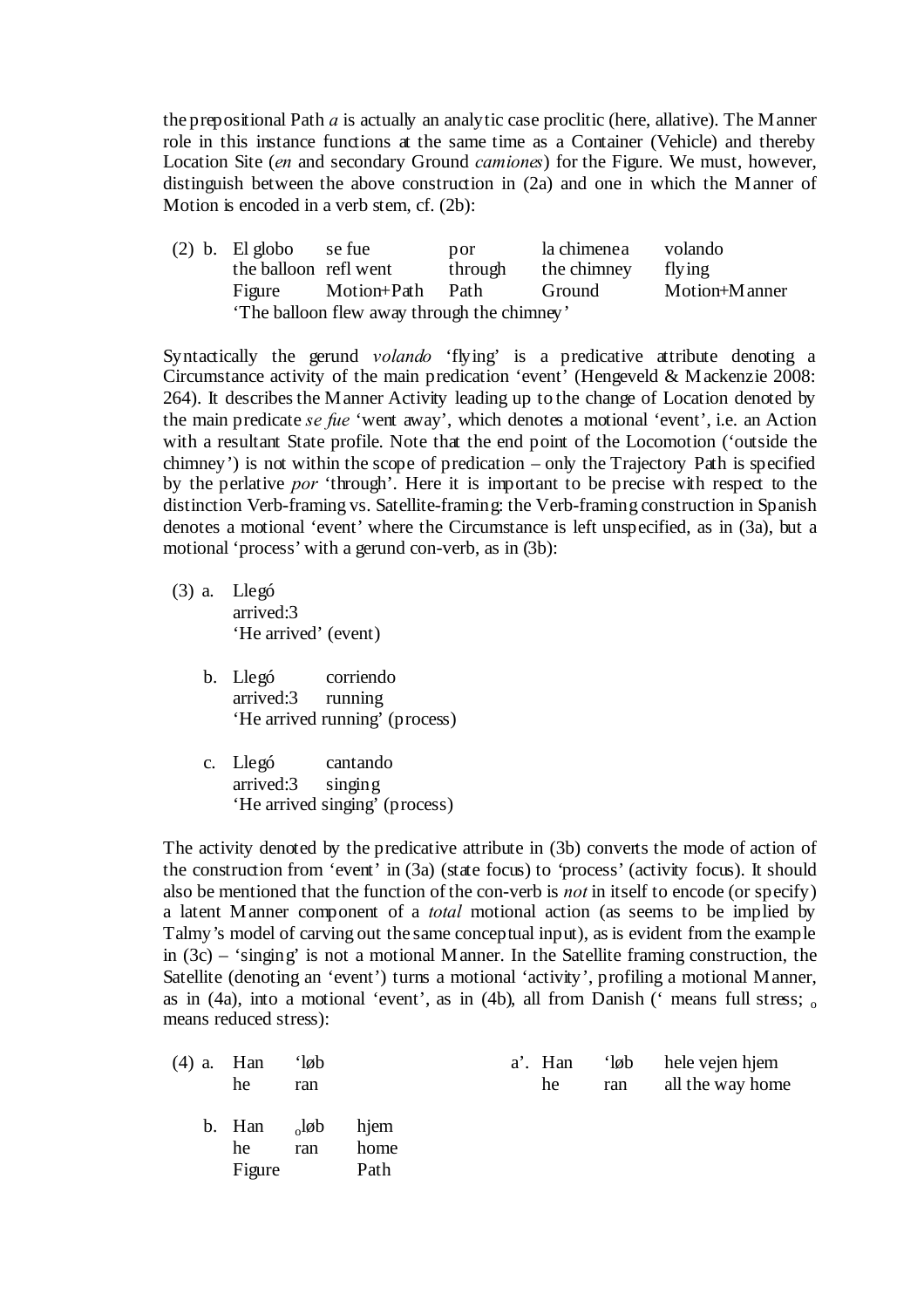the prepositional Path *a* is actually an analytic case proclitic (here, allative). The Manner role in this instance functions at the same time as a Container (Vehicle) and thereby Location Site (*en* and secondary Ground *camiones*) for the Figure. We must, however, distinguish between the above construction in (2a) and one in which the Manner of Motion is encoded in a verb stem, cf. (2b):

| (2) b. | El globo | se fue | por | la chimenea | volando |
|---|---|---|---|---|---|
| | the balloon | refl went | through | the chimney | flying |
| | Figure | Motion+Path | Path | Ground | Motion+Manner |

'The balloon flew away through the chimney'

Syntactically the gerund *volando* 'flying' is a predicative attribute denoting a Circumstance activity of the main predication 'event' (Hengeveld & Mackenzie 2008: 264). It describes the Manner Activity leading up to the change of Location denoted by the main predicate *se fue* 'went away', which denotes a motional 'event', i.e. an Action with a resultant State profile. Note that the end point of the Locomotion ('outside the chimney') is not within the scope of predication – only the Trajectory Path is specified by the perlative *por* 'through'. Here it is important to be precise with respect to the distinction Verb-framing vs. Satellite-framing: the Verb-framing construction in Spanish denotes a motional 'event' where the Circumstance is left unspecified, as in (3a), but a motional 'process' with a gerund con-verb, as in (3b):

(3) a. Llegó
arrived:3
'He arrived' (event)

b. Llegó corriendo
arrived:3 running
'He arrived running' (process)

c. Llegó cantando
arrived:3 singing
'He arrived singing' (process)

The activity denoted by the predicative attribute in (3b) converts the mode of action of the construction from 'event' in (3a) (state focus) to 'process' (activity focus). It should also be mentioned that the function of the con-verb is *not* in itself to encode (or specify) a latent Manner component of a *total* motional action (as seems to be implied by Talmy's model of carving out the same conceptual input), as is evident from the example in (3c) – 'singing' is not a motional Manner. In the Satellite framing construction, the Satellite (denoting an 'event') turns a motional 'activity', profiling a motional Manner, as in (4a), into a motional 'event', as in (4b), all from Danish (' means full stress; $_{o}$ means reduced stress):

(4) a. Han 'løb
he ran

a'. Han 'løb hele vejen hjem
he ran all the way home

b. Han $_{o}$løb hjem
he ran home
Figure Path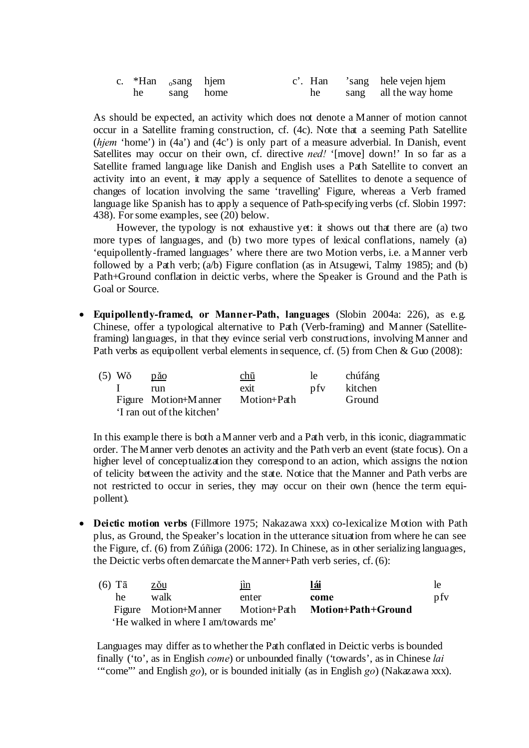c. *Han ₒsang hjem c'. Han 'sang hele vejen hjem
he sang home he sang all the way home

As should be expected, an activity which does not denote a Manner of motion cannot occur in a Satellite framing construction, cf. (4c). Note that a seeming Path Satellite (*hjem* 'home') in (4a') and (4c') is only part of a measure adverbial. In Danish, event Satellites may occur on their own, cf. directive *ned!* '[move] down!' In so far as a Satellite framed language like Danish and English uses a Path Satellite to convert an activity into an event, it may apply a sequence of Satellites to denote a sequence of changes of location involving the same 'travelling' Figure, whereas a Verb framed language like Spanish has to apply a sequence of Path-specifying verbs (cf. Slobin 1997: 438). For some examples, see (20) below.

However, the typology is not exhaustive yet: it shows out that there are (a) two more types of languages, and (b) two more types of lexical conflations, namely (a) 'equipollently-framed languages' where there are two Motion verbs, i.e. a Manner verb followed by a Path verb; (a/b) Figure conflation (as in Atsugewi, Talmy 1985); and (b) Path+Ground conflation in deictic verbs, where the Speaker is Ground and the Path is Goal or Source.

- **Equipollently-framed, or Manner-Path, languages** (Slobin 2004a: 226), as e.g. Chinese, offer a typological alternative to Path (Verb-framing) and Manner (Satellite-framing) languages, in that they evince serial verb constructions, involving Manner and Path verbs as equipollent verbal elements in sequence, cf. (5) from Chen & Guo (2008):

| (5) Wǒ | <u>pǎo</u> | <u>chū</u> | le | chúfáng |
|---|---|---|---|---|
| I | run | exit | pfv | kitchen |
| Figure | Motion+Manner | Motion+Path | | Ground |

'I ran out of the kitchen'

In this example there is both a Manner verb and a Path verb, in this iconic, diagrammatic order. The Manner verb denotes an activity and the Path verb an event (state focus). On a higher level of conceptualization they correspond to an action, which assigns the notion of telicity between the activity and the state. Notice that the Manner and Path verbs are not restricted to occur in series, they may occur on their own (hence the term equipollent).

- **Deictic motion verbs** (Fillmore 1975; Nakazawa xxx) co-lexicalize Motion with Path plus, as Ground, the Speaker's location in the utterance situation from where he can see the Figure, cf. (6) from Zúñiga (2006: 172). In Chinese, as in other serializing languages, the Deictic verbs often demarcate the Manner+Path verb series, cf. (6):

| (6) Tā | <u>zǒu</u> | <u>jìn</u> | **<u>lái</u>** | le |
|---|---|---|---|---|
| he | walk | enter | **come** | pfv |
| Figure | Motion+Manner | Motion+Path | **Motion+Path+Ground** | |

'He walked in where I am/towards me'

Languages may differ as to whether the Path conflated in Deictic verbs is bounded finally ('to', as in English *come*) or unbounded finally ('towards', as in Chinese *lai* '"come"' and English *go*), or is bounded initially (as in English *go*) (Nakazawa xxx).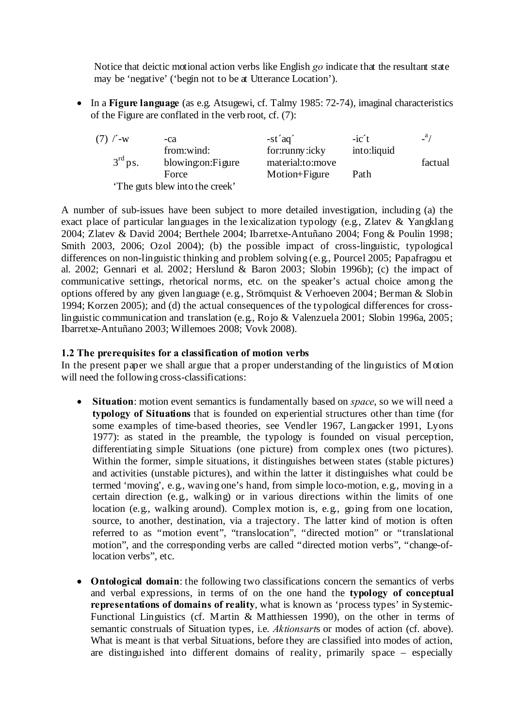Notice that deictic motional action verbs like English *go* indicate that the resultant state may be 'negative' ('begin not to be at Utterance Location').

- In a **Figure language** (as e.g. Atsugewi, cf. Talmy 1985: 72-74), imaginal characteristics of the Figure are conflated in the verb root, cf. (7):

| (7) /´-w | -ca | -st´aq´ | -ic´t | -ª/ |
|---|---|---|---|---|
| | from:wind: | for:runny:icky | into:liquid | |
| 3rd ps. | blowing:on:Figure | material:to:move | | factual |
| | Force | Motion+Figure | Path | |

'The guts blew into the creek'

A number of sub-issues have been subject to more detailed investigation, including (a) the exact place of particular languages in the lexicalization typology (e.g., Zlatev & Yangklang 2004; Zlatev & David 2004; Berthele 2004; Ibarretxe-Antuñano 2004; Fong & Poulin 1998; Smith 2003, 2006; Ozol 2004); (b) the possible impact of cross-linguistic, typological differences on non-linguistic thinking and problem solving (e.g., Pourcel 2005; Papafragou et al. 2002; Gennari et al. 2002; Herslund & Baron 2003; Slobin 1996b); (c) the impact of communicative settings, rhetorical norms, etc. on the speaker's actual choice among the options offered by any given language (e.g., Strömquist & Verhoeven 2004; Berman & Slobin 1994; Korzen 2005); and (d) the actual consequences of the typological differences for cross-linguistic communication and translation (e.g., Rojo & Valenzuela 2001; Slobin 1996a, 2005; Ibarretxe-Antuñano 2003; Willemoes 2008; Vovk 2008).

### 1.2 The prerequisites for a classification of motion verbs

In the present paper we shall argue that a proper understanding of the linguistics of Motion will need the following cross-classifications:

- **Situation**: motion event semantics is fundamentally based on *space*, so we will need a **typology of Situations** that is founded on experiential structures other than time (for some examples of time-based theories, see Vendler 1967, Langacker 1991, Lyons 1977): as stated in the preamble, the typology is founded on visual perception, differentiating simple Situations (one picture) from complex ones (two pictures). Within the former, simple situations, it distinguishes between states (stable pictures) and activities (unstable pictures), and within the latter it distinguishes what could be termed 'moving', e.g., waving one's hand, from simple loco-motion, e.g., moving in a certain direction (e.g., walking) or in various directions within the limits of one location (e.g., walking around). Complex motion is, e.g., going from one location, source, to another, destination, via a trajectory. The latter kind of motion is often referred to as "motion event", "translocation", "directed motion" or "translational motion", and the corresponding verbs are called "directed motion verbs", "change-of-location verbs", etc.

- **Ontological domain**: the following two classifications concern the semantics of verbs and verbal expressions, in terms of on the one hand the **typology of conceptual representations of domains of reality**, what is known as 'process types' in Systemic-Functional Linguistics (cf. Martin & Matthiessen 1990), on the other in terms of semantic construals of Situation types, i.e. *Aktionsart*s or modes of action (cf. above). What is meant is that verbal Situations, before they are classified into modes of action, are distinguished into different domains of reality, primarily space – especially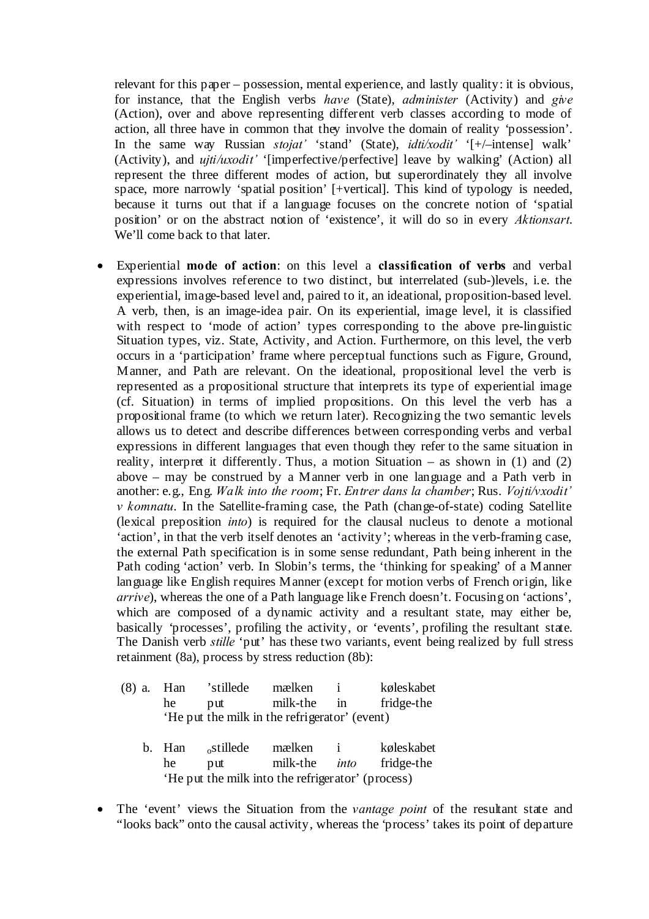relevant for this paper – possession, mental experience, and lastly quality: it is obvious, for instance, that the English verbs *have* (State), *administer* (Activity) and *give* (Action), over and above representing different verb classes according to mode of action, all three have in common that they involve the domain of reality 'possession'. In the same way Russian *stojat'* 'stand' (State), *idti/xodit'* '[+/–intense] walk' (Activity), and *ujti/uxodit'* '[imperfective/perfective] leave by walking' (Action) all represent the three different modes of action, but superordinately they all involve space, more narrowly 'spatial position' [+vertical]. This kind of typology is needed, because it turns out that if a language focuses on the concrete notion of 'spatial position' or on the abstract notion of 'existence', it will do so in every *Aktionsart*. We'll come back to that later.

- Experiential **mode of action**: on this level a **classification of verbs** and verbal expressions involves reference to two distinct, but interrelated (sub-)levels, i.e. the experiential, image-based level and, paired to it, an ideational, proposition-based level. A verb, then, is an image-idea pair. On its experiential, image level, it is classified with respect to 'mode of action' types corresponding to the above pre-linguistic Situation types, viz. State, Activity, and Action. Furthermore, on this level, the verb occurs in a 'participation' frame where perceptual functions such as Figure, Ground, Manner, and Path are relevant. On the ideational, propositional level the verb is represented as a propositional structure that interprets its type of experiential image (cf. Situation) in terms of implied propositions. On this level the verb has a propositional frame (to which we return later). Recognizing the two semantic levels allows us to detect and describe differences between corresponding verbs and verbal expressions in different languages that even though they refer to the same situation in reality, interpret it differently. Thus, a motion Situation – as shown in (1) and (2) above – may be construed by a Manner verb in one language and a Path verb in another: e.g., Eng. *Walk into the room*; Fr. *Entrer dans la chamber*; Rus. *Vojti/vxodit' v komnatu*. In the Satellite-framing case, the Path (change-of-state) coding Satellite (lexical preposition *into*) is required for the clausal nucleus to denote a motional 'action', in that the verb itself denotes an 'activity'; whereas in the verb-framing case, the external Path specification is in some sense redundant, Path being inherent in the Path coding 'action' verb. In Slobin's terms, the 'thinking for speaking' of a Manner language like English requires Manner (except for motion verbs of French origin, like *arrive*), whereas the one of a Path language like French doesn't. Focusing on 'actions', which are composed of a dynamic activity and a resultant state, may either be, basically 'processes', profiling the activity, or 'events', profiling the resultant state. The Danish verb *stille* 'put' has these two variants, event being realized by full stress retainment (8a), process by stress reduction (8b):

(8) a. Han 'stillede mælken i køleskabet
he put milk-the in fridge-the
'He put the milk in the refrigerator' (event)

b. Han ₒstillede mælken i køleskabet
he put milk-the *into* fridge-the
'He put the milk into the refrigerator' (process)

- The 'event' views the Situation from the *vantage point* of the resultant state and "looks back" onto the causal activity, whereas the 'process' takes its point of departure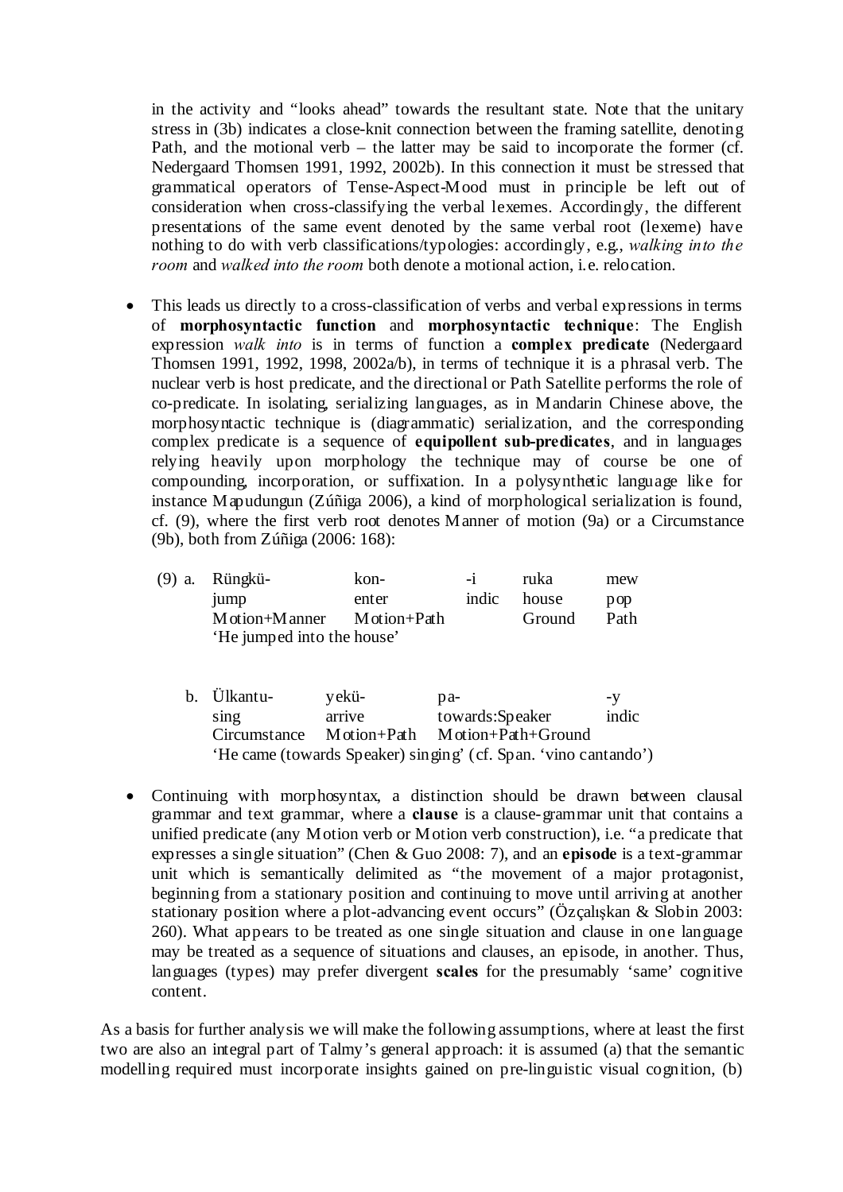in the activity and "looks ahead" towards the resultant state. Note that the unitary stress in (3b) indicates a close-knit connection between the framing satellite, denoting Path, and the motional verb – the latter may be said to incorporate the former (cf. Nedergaard Thomsen 1991, 1992, 2002b). In this connection it must be stressed that grammatical operators of Tense-Aspect-Mood must in principle be left out of consideration when cross-classifying the verbal lexemes. Accordingly, the different presentations of the same event denoted by the same verbal root (lexeme) have nothing to do with verb classifications/typologies: accordingly, e.g., *walking into the room* and *walked into the room* both denote a motional action, i.e. relocation.

- This leads us directly to a cross-classification of verbs and verbal expressions in terms of **morphosyntactic function** and **morphosyntactic technique**: The English expression *walk into* is in terms of function a **complex predicate** (Nedergaard Thomsen 1991, 1992, 1998, 2002a/b), in terms of technique it is a phrasal verb. The nuclear verb is host predicate, and the directional or Path Satellite performs the role of co-predicate. In isolating, serializing languages, as in Mandarin Chinese above, the morphosyntactic technique is (diagrammatic) serialization, and the corresponding complex predicate is a sequence of **equipollent sub-predicates**, and in languages relying heavily upon morphology the technique may of course be one of compounding, incorporation, or suffixation. In a polysynthetic language like for instance Mapudungun (Zúñiga 2006), a kind of morphological serialization is found, cf. (9), where the first verb root denotes Manner of motion (9a) or a Circumstance (9b), both from Zúñiga (2006: 168):

| (9) a. | Rüngkü- | kon- | -i | ruka | mew |
|---|---|---|---|---|---|
| | jump | enter | indic | house | pop |
| | Motion+Manner | Motion+Path | | Ground | Path |
| | 'He jumped into the house' | | | | |

| b. | Ülkantu- | yekü- | pa- | -y |
|---|---|---|---|---|
| | sing | arrive | towards:Speaker | indic |
| | Circumstance | Motion+Path | Motion+Path+Ground | |
| | 'He came (towards Speaker) singing' (cf. Span. 'vino cantando') | | | |

- Continuing with morphosyntax, a distinction should be drawn between clausal grammar and text grammar, where a **clause** is a clause-grammar unit that contains a unified predicate (any Motion verb or Motion verb construction), i.e. "a predicate that expresses a single situation" (Chen & Guo 2008: 7), and an **episode** is a text-grammar unit which is semantically delimited as "the movement of a major protagonist, beginning from a stationary position and continuing to move until arriving at another stationary position where a plot-advancing event occurs" (Özçalışkan & Slobin 2003: 260). What appears to be treated as one single situation and clause in one language may be treated as a sequence of situations and clauses, an episode, in another. Thus, languages (types) may prefer divergent **scales** for the presumably 'same' cognitive content.

As a basis for further analysis we will make the following assumptions, where at least the first two are also an integral part of Talmy's general approach: it is assumed (a) that the semantic modelling required must incorporate insights gained on pre-linguistic visual cognition, (b)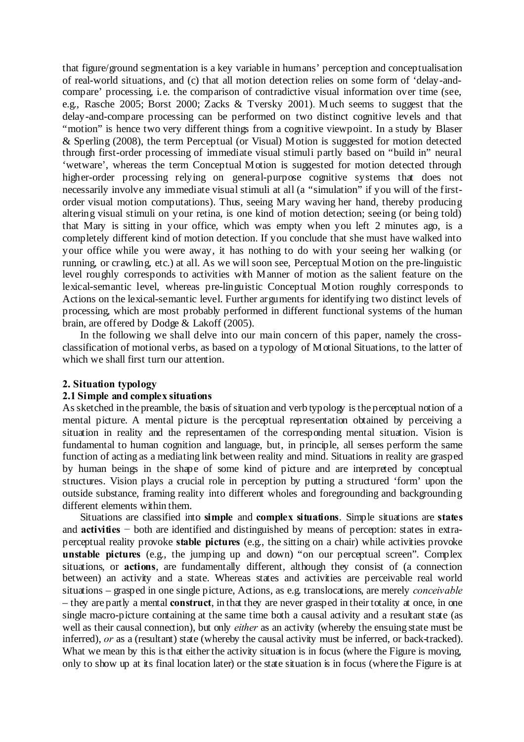that figure/ground segmentation is a key variable in humans' perception and conceptualisation of real-world situations, and (c) that all motion detection relies on some form of 'delay-and-compare' processing, i.e. the comparison of contradictive visual information over time (see, e.g., Rasche 2005; Borst 2000; Zacks & Tversky 2001). Much seems to suggest that the delay-and-compare processing can be performed on two distinct cognitive levels and that "motion" is hence two very different things from a cognitive viewpoint. In a study by Blaser & Sperling (2008), the term Perceptual (or Visual) Motion is suggested for motion detected through first-order processing of immediate visual stimuli partly based on "build in" neural 'wetware', whereas the term Conceptual Motion is suggested for motion detected through higher-order processing relying on general-purpose cognitive systems that does not necessarily involve any immediate visual stimuli at all (a "simulation" if you will of the first-order visual motion computations). Thus, seeing Mary waving her hand, thereby producing altering visual stimuli on your retina, is one kind of motion detection; seeing (or being told) that Mary is sitting in your office, which was empty when you left 2 minutes ago, is a completely different kind of motion detection. If you conclude that she must have walked into your office while you were away, it has nothing to do with your seeing her walking (or running, or crawling, etc.) at all. As we will soon see, Perceptual Motion on the pre-linguistic level roughly corresponds to activities with Manner of motion as the salient feature on the lexical-semantic level, whereas pre-linguistic Conceptual Motion roughly corresponds to Actions on the lexical-semantic level. Further arguments for identifying two distinct levels of processing, which are most probably performed in different functional systems of the human brain, are offered by Dodge & Lakoff (2005).

In the following we shall delve into our main concern of this paper, namely the cross-classification of motional verbs, as based on a typology of Motional Situations, to the latter of which we shall first turn our attention.

## 2. Situation typology

### 2.1 Simple and complex situations

As sketched in the preamble, the basis of situation and verb typology is the perceptual notion of a mental picture. A mental picture is the perceptual representation obtained by perceiving a situation in reality and the representamen of the corresponding mental situation. Vision is fundamental to human cognition and language, but, in principle, all senses perform the same function of acting as a mediating link between reality and mind. Situations in reality are grasped by human beings in the shape of some kind of picture and are interpreted by conceptual structures. Vision plays a crucial role in perception by putting a structured 'form' upon the outside substance, framing reality into different wholes and foregrounding and backgrounding different elements within them.

Situations are classified into **simple** and **complex situations**. Simple situations are **states** and **activities** − both are identified and distinguished by means of perception: states in extra-perceptual reality provoke **stable pictures** (e.g., the sitting on a chair) while activities provoke **unstable pictures** (e.g., the jumping up and down) "on our perceptual screen". Complex situations, or **actions**, are fundamentally different, although they consist of (a connection between) an activity and a state. Whereas states and activities are perceivable real world situations – grasped in one single picture, Actions, as e.g. translocations, are merely *conceivable* – they are partly a mental **construct**, in that they are never grasped in their totality at once, in one single macro-picture containing at the same time both a causal activity and a resultant state (as well as their causal connection), but only *either* as an activity (whereby the ensuing state must be inferred), *or* as a (resultant) state (whereby the causal activity must be inferred, or back-tracked). What we mean by this is that either the activity situation is in focus (where the Figure is moving, only to show up at its final location later) or the state situation is in focus (where the Figure is at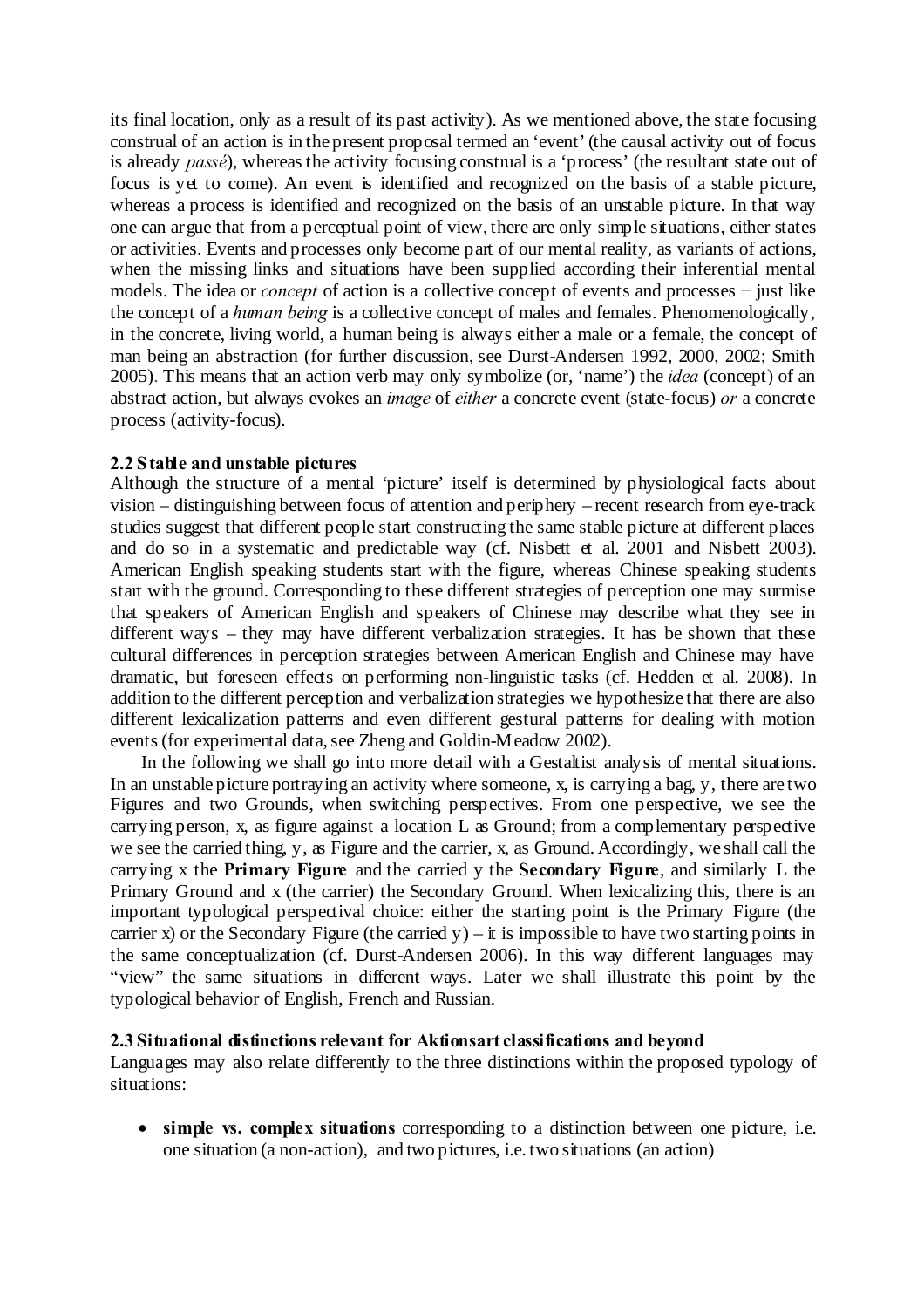its final location, only as a result of its past activity). As we mentioned above, the state focusing construal of an action is in the present proposal termed an 'event' (the causal activity out of focus is already *passé*), whereas the activity focusing construal is a 'process' (the resultant state out of focus is yet to come). An event is identified and recognized on the basis of a stable picture, whereas a process is identified and recognized on the basis of an unstable picture. In that way one can argue that from a perceptual point of view, there are only simple situations, either states or activities. Events and processes only become part of our mental reality, as variants of actions, when the missing links and situations have been supplied according their inferential mental models. The idea or *concept* of action is a collective concept of events and processes − just like the concept of a *human being* is a collective concept of males and females. Phenomenologically, in the concrete, living world, a human being is always either a male or a female, the concept of man being an abstraction (for further discussion, see Durst-Andersen 1992, 2000, 2002; Smith 2005). This means that an action verb may only symbolize (or, 'name') the *idea* (concept) of an abstract action, but always evokes an *image* of *either* a concrete event (state-focus) *or* a concrete process (activity-focus).

### 2.2 Stable and unstable pictures

Although the structure of a mental 'picture' itself is determined by physiological facts about vision – distinguishing between focus of attention and periphery – recent research from eye-track studies suggest that different people start constructing the same stable picture at different places and do so in a systematic and predictable way (cf. Nisbett et al. 2001 and Nisbett 2003). American English speaking students start with the figure, whereas Chinese speaking students start with the ground. Corresponding to these different strategies of perception one may surmise that speakers of American English and speakers of Chinese may describe what they see in different ways – they may have different verbalization strategies. It has be shown that these cultural differences in perception strategies between American English and Chinese may have dramatic, but foreseen effects on performing non-linguistic tasks (cf. Hedden et al. 2008). In addition to the different perception and verbalization strategies we hypothesize that there are also different lexicalization patterns and even different gestural patterns for dealing with motion events (for experimental data, see Zheng and Goldin-Meadow 2002).

In the following we shall go into more detail with a Gestaltist analysis of mental situations. In an unstable picture portraying an activity where someone, x, is carrying a bag, y, there are two Figures and two Grounds, when switching perspectives. From one perspective, we see the carrying person, x, as figure against a location L as Ground; from a complementary perspective we see the carried thing, y, as Figure and the carrier, x, as Ground. Accordingly, we shall call the carrying x the **Primary Figure** and the carried y the **Secondary Figure**, and similarly L the Primary Ground and x (the carrier) the Secondary Ground. When lexicalizing this, there is an important typological perspectival choice: either the starting point is the Primary Figure (the carrier x) or the Secondary Figure (the carried y) – it is impossible to have two starting points in the same conceptualization (cf. Durst-Andersen 2006). In this way different languages may "view" the same situations in different ways. Later we shall illustrate this point by the typological behavior of English, French and Russian.

### 2.3 Situational distinctions relevant for Aktionsart classifications and beyond

Languages may also relate differently to the three distinctions within the proposed typology of situations:

- **simple vs. complex situations** corresponding to a distinction between one picture, i.e. one situation (a non-action), and two pictures, i.e. two situations (an action)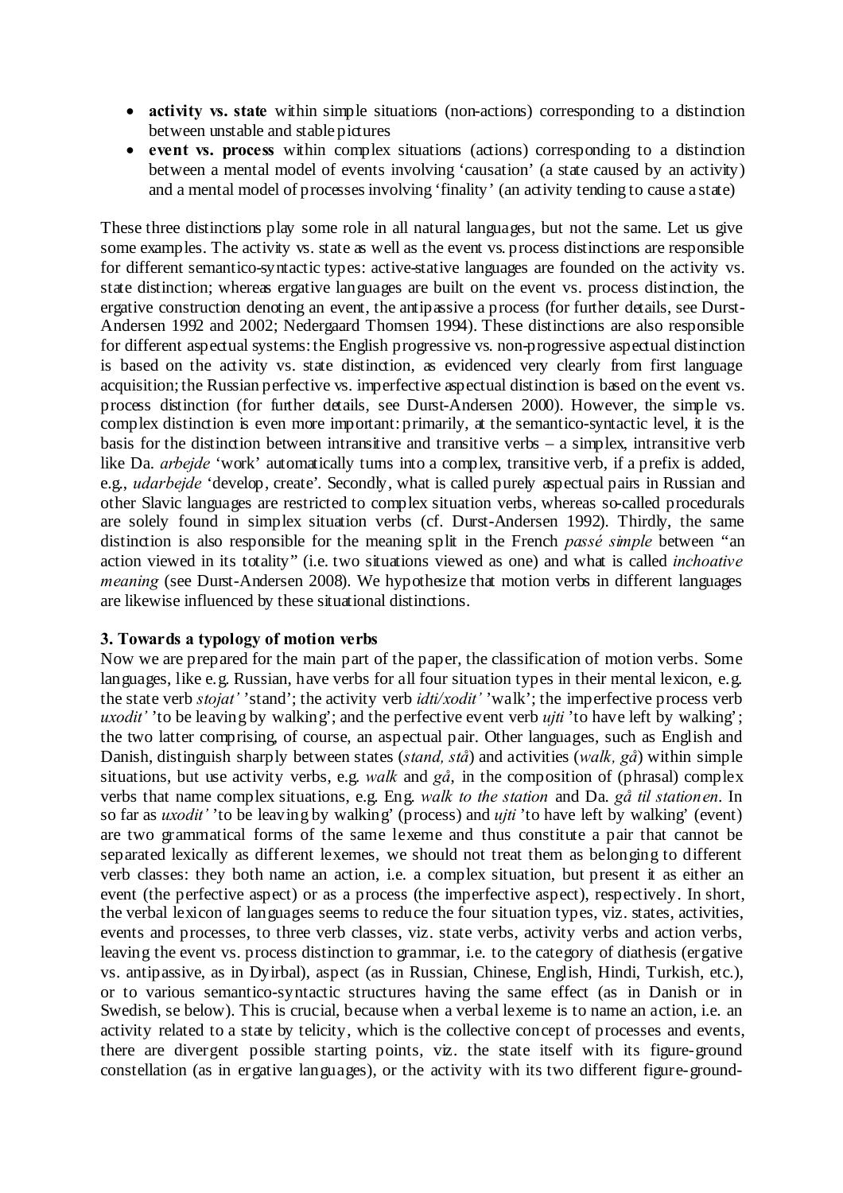- **activity vs. state** within simple situations (non-actions) corresponding to a distinction between unstable and stable pictures
- **event vs. process** within complex situations (actions) corresponding to a distinction between a mental model of events involving 'causation' (a state caused by an activity) and a mental model of processes involving 'finality' (an activity tending to cause a state)

These three distinctions play some role in all natural languages, but not the same. Let us give some examples. The activity vs. state as well as the event vs. process distinctions are responsible for different semantico-syntactic types: active-stative languages are founded on the activity vs. state distinction; whereas ergative languages are built on the event vs. process distinction, the ergative construction denoting an event, the antipassive a process (for further details, see Durst-Andersen 1992 and 2002; Nedergaard Thomsen 1994). These distinctions are also responsible for different aspectual systems: the English progressive vs. non-progressive aspectual distinction is based on the activity vs. state distinction, as evidenced very clearly from first language acquisition; the Russian perfective vs. imperfective aspectual distinction is based on the event vs. process distinction (for further details, see Durst-Andersen 2000). However, the simple vs. complex distinction is even more important: primarily, at the semantico-syntactic level, it is the basis for the distinction between intransitive and transitive verbs – a simplex, intransitive verb like Da. *arbejde* 'work' automatically turns into a complex, transitive verb, if a prefix is added, e.g., *udarbejde* 'develop, create'. Secondly, what is called purely aspectual pairs in Russian and other Slavic languages are restricted to complex situation verbs, whereas so-called procedurals are solely found in simplex situation verbs (cf. Durst-Andersen 1992). Thirdly, the same distinction is also responsible for the meaning split in the French *passé simple* between "an action viewed in its totality" (i.e. two situations viewed as one) and what is called *inchoative meaning* (see Durst-Andersen 2008). We hypothesize that motion verbs in different languages are likewise influenced by these situational distinctions.

### 3. Towards a typology of motion verbs

Now we are prepared for the main part of the paper, the classification of motion verbs. Some languages, like e.g. Russian, have verbs for all four situation types in their mental lexicon, e.g. the state verb *stojat'* 'stand'; the activity verb *idti/xodit'* 'walk'; the imperfective process verb *uxodit'* 'to be leaving by walking'; and the perfective event verb *ujti* 'to have left by walking'; the two latter comprising, of course, an aspectual pair. Other languages, such as English and Danish, distinguish sharply between states (*stand, stå*) and activities (*walk, gå*) within simple situations, but use activity verbs, e.g. *walk* and *gå*, in the composition of (phrasal) complex verbs that name complex situations, e.g. Eng. *walk to the station* and Da. *gå til stationen*. In so far as *uxodit'* 'to be leaving by walking' (process) and *ujti* 'to have left by walking' (event) are two grammatical forms of the same lexeme and thus constitute a pair that cannot be separated lexically as different lexemes, we should not treat them as belonging to different verb classes: they both name an action, i.e. a complex situation, but present it as either an event (the perfective aspect) or as a process (the imperfective aspect), respectively. In short, the verbal lexicon of languages seems to reduce the four situation types, viz. states, activities, events and processes, to three verb classes, viz. state verbs, activity verbs and action verbs, leaving the event vs. process distinction to grammar, i.e. to the category of diathesis (ergative vs. antipassive, as in Dyirbal), aspect (as in Russian, Chinese, English, Hindi, Turkish, etc.), or to various semantico-syntactic structures having the same effect (as in Danish or in Swedish, se below). This is crucial, because when a verbal lexeme is to name an action, i.e. an activity related to a state by telicity, which is the collective concept of processes and events, there are divergent possible starting points, viz. the state itself with its figure-ground constellation (as in ergative languages), or the activity with its two different figure-ground-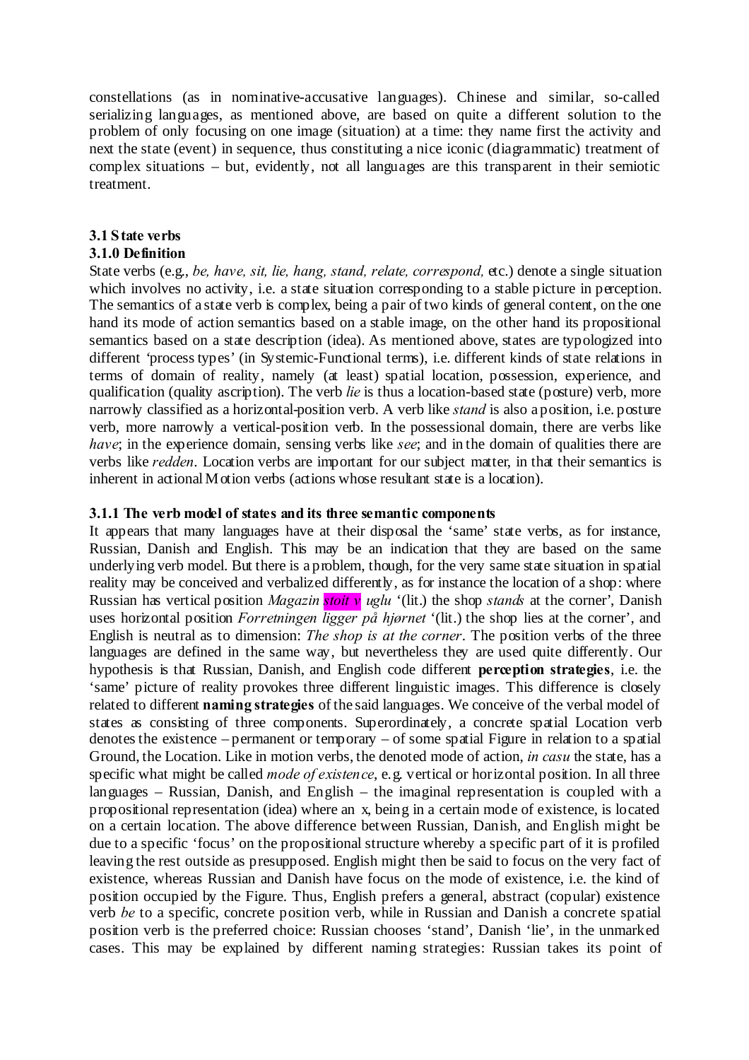constellations (as in nominative-accusative languages). Chinese and similar, so-called serializing languages, as mentioned above, are based on quite a different solution to the problem of only focusing on one image (situation) at a time: they name first the activity and next the state (event) in sequence, thus constituting a nice iconic (diagrammatic) treatment of complex situations – but, evidently, not all languages are this transparent in their semiotic treatment.

### 3.1 State verbs

### 3.1.0 Definition

State verbs (e.g., *be, have, sit, lie, hang, stand, relate, correspond,* etc.) denote a single situation which involves no activity, i.e. a state situation corresponding to a stable picture in perception. The semantics of a state verb is complex, being a pair of two kinds of general content, on the one hand its mode of action semantics based on a stable image, on the other hand its propositional semantics based on a state description (idea). As mentioned above, states are typologized into different 'process types' (in Systemic-Functional terms), i.e. different kinds of state relations in terms of domain of reality, namely (at least) spatial location, possession, experience, and qualification (quality ascription). The verb *lie* is thus a location-based state (posture) verb, more narrowly classified as a horizontal-position verb. A verb like *stand* is also a position, i.e. posture verb, more narrowly a vertical-position verb. In the possessional domain, there are verbs like *have*; in the experience domain, sensing verbs like *see*; and in the domain of qualities there are verbs like *redden*. Location verbs are important for our subject matter, in that their semantics is inherent in actional Motion verbs (actions whose resultant state is a location).

### 3.1.1 The verb model of states and its three semantic components

It appears that many languages have at their disposal the 'same' state verbs, as for instance, Russian, Danish and English. This may be an indication that they are based on the same underlying verb model. But there is a problem, though, for the very same state situation in spatial reality may be conceived and verbalized differently, as for instance the location of a shop: where Russian has vertical position *Magazin stoit v uglu* '(lit.) the shop *stands* at the corner', Danish uses horizontal position *Forretningen ligger på hjørnet* '(lit.) the shop lies at the corner', and English is neutral as to dimension: *The shop is at the corner*. The position verbs of the three languages are defined in the same way, but nevertheless they are used quite differently. Our hypothesis is that Russian, Danish, and English code different **perception strategies**, i.e. the 'same' picture of reality provokes three different linguistic images. This difference is closely related to different **naming strategies** of the said languages. We conceive of the verbal model of states as consisting of three components. Superordinately, a concrete spatial Location verb denotes the existence – permanent or temporary – of some spatial Figure in relation to a spatial Ground, the Location. Like in motion verbs, the denoted mode of action, *in casu* the state, has a specific what might be called *mode of existence*, e.g. vertical or horizontal position. In all three languages – Russian, Danish, and English – the imaginal representation is coupled with a propositional representation (idea) where an x, being in a certain mode of existence, is located on a certain location. The above difference between Russian, Danish, and English might be due to a specific 'focus' on the propositional structure whereby a specific part of it is profiled leaving the rest outside as presupposed. English might then be said to focus on the very fact of existence, whereas Russian and Danish have focus on the mode of existence, i.e. the kind of position occupied by the Figure. Thus, English prefers a general, abstract (copular) existence verb *be* to a specific, concrete position verb, while in Russian and Danish a concrete spatial position verb is the preferred choice: Russian chooses 'stand', Danish 'lie', in the unmarked cases. This may be explained by different naming strategies: Russian takes its point of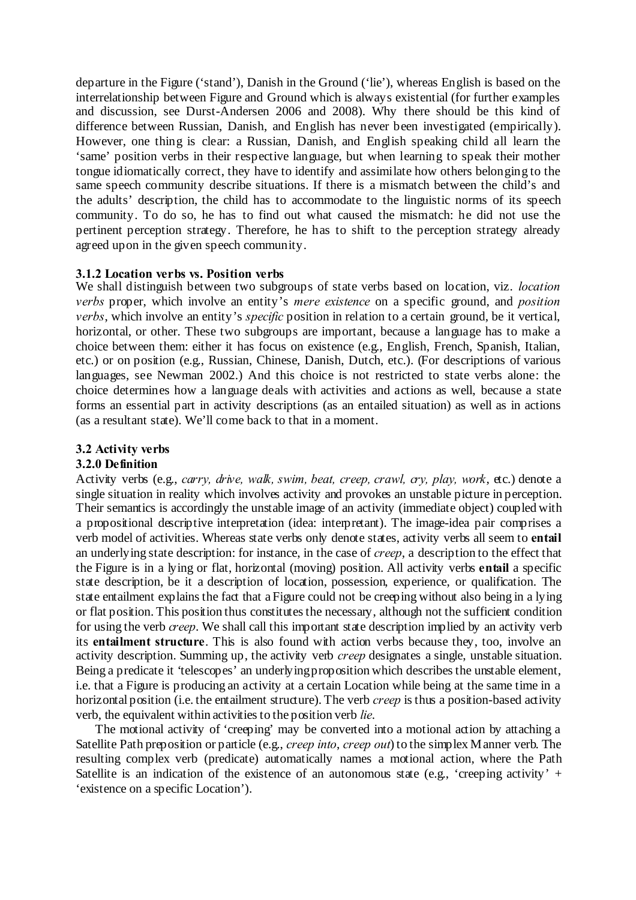departure in the Figure ('stand'), Danish in the Ground ('lie'), whereas English is based on the interrelationship between Figure and Ground which is always existential (for further examples and discussion, see Durst-Andersen 2006 and 2008). Why there should be this kind of difference between Russian, Danish, and English has never been investigated (empirically). However, one thing is clear: a Russian, Danish, and English speaking child all learn the 'same' position verbs in their respective language, but when learning to speak their mother tongue idiomatically correct, they have to identify and assimilate how others belonging to the same speech community describe situations. If there is a mismatch between the child's and the adults' description, the child has to accommodate to the linguistic norms of its speech community. To do so, he has to find out what caused the mismatch: he did not use the pertinent perception strategy. Therefore, he has to shift to the perception strategy already agreed upon in the given speech community.

### 3.1.2 Location verbs vs. Position verbs

We shall distinguish between two subgroups of state verbs based on location, viz. *location verbs* proper, which involve an entity's *mere existence* on a specific ground, and *position verbs*, which involve an entity's *specific* position in relation to a certain ground, be it vertical, horizontal, or other. These two subgroups are important, because a language has to make a choice between them: either it has focus on existence (e.g., English, French, Spanish, Italian, etc.) or on position (e.g., Russian, Chinese, Danish, Dutch, etc.). (For descriptions of various languages, see Newman 2002.) And this choice is not restricted to state verbs alone: the choice determines how a language deals with activities and actions as well, because a state forms an essential part in activity descriptions (as an entailed situation) as well as in actions (as a resultant state). We'll come back to that in a moment.

## 3.2 Activity verbs

### 3.2.0 Definition

Activity verbs (e.g., *carry, drive, walk, swim, beat, creep, crawl, cry, play, work*, etc.) denote a single situation in reality which involves activity and provokes an unstable picture in perception. Their semantics is accordingly the unstable image of an activity (immediate object) coupled with a propositional descriptive interpretation (idea: interpretant). The image-idea pair comprises a verb model of activities. Whereas state verbs only denote states, activity verbs all seem to **entail** an underlying state description: for instance, in the case of *creep*, a description to the effect that the Figure is in a lying or flat, horizontal (moving) position. All activity verbs **entail** a specific state description, be it a description of location, possession, experience, or qualification. The state entailment explains the fact that a Figure could not be creeping without also being in a lying or flat position. This position thus constitutes the necessary, although not the sufficient condition for using the verb *creep*. We shall call this important state description implied by an activity verb its **entailment structure**. This is also found with action verbs because they, too, involve an activity description. Summing up, the activity verb *creep* designates a single, unstable situation. Being a predicate it 'telescopes' an underlying proposition which describes the unstable element, i.e. that a Figure is producing an activity at a certain Location while being at the same time in a horizontal position (i.e. the entailment structure). The verb *creep* is thus a position-based activity verb, the equivalent within activities to the position verb *lie*.

The motional activity of 'creeping' may be converted into a motional action by attaching a Satellite Path preposition or particle (e.g., *creep into*, *creep out*) to the simplex Manner verb. The resulting complex verb (predicate) automatically names a motional action, where the Path Satellite is an indication of the existence of an autonomous state (e.g., 'creeping activity' + 'existence on a specific Location').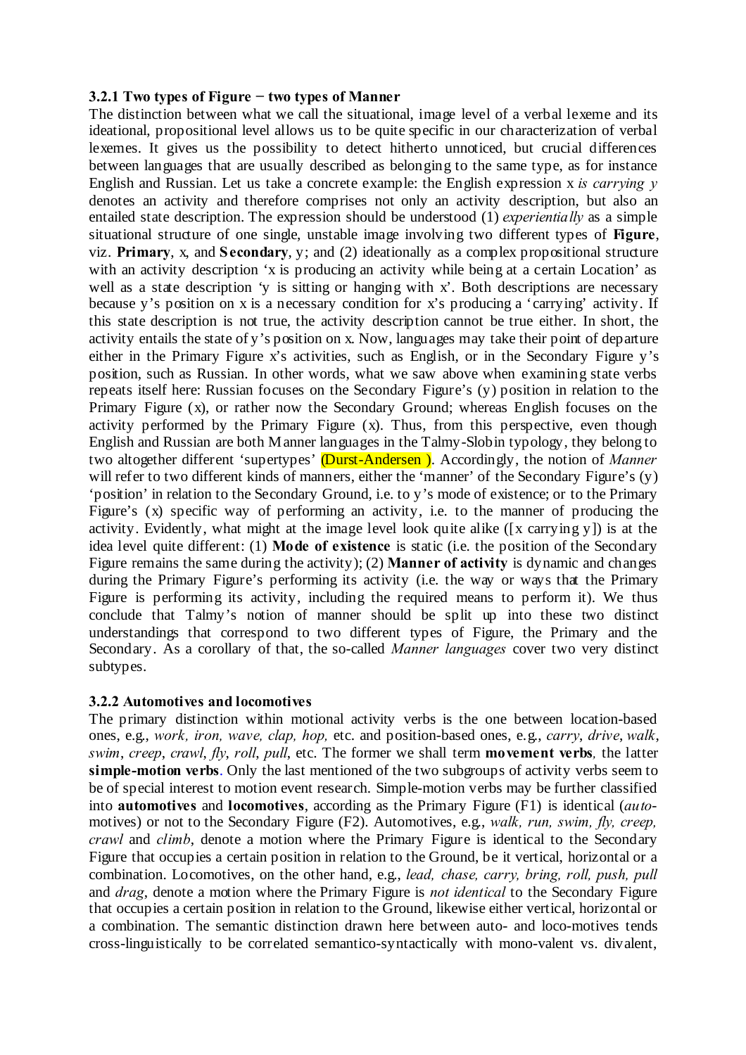### 3.2.1 Two types of Figure − two types of Manner

The distinction between what we call the situational, image level of a verbal lexeme and its ideational, propositional level allows us to be quite specific in our characterization of verbal lexemes. It gives us the possibility to detect hitherto unnoticed, but crucial differences between languages that are usually described as belonging to the same type, as for instance English and Russian. Let us take a concrete example: the English expression x *is carrying y* denotes an activity and therefore comprises not only an activity description, but also an entailed state description. The expression should be understood (1) *experientially* as a simple situational structure of one single, unstable image involving two different types of **Figure**, viz. **Primary**, x, and **Secondary**, y; and (2) ideationally as a complex propositional structure with an activity description 'x is producing an activity while being at a certain Location' as well as a state description 'y is sitting or hanging with x'. Both descriptions are necessary because y's position on x is a necessary condition for x's producing a 'carrying' activity. If this state description is not true, the activity description cannot be true either. In short, the activity entails the state of y's position on x. Now, languages may take their point of departure either in the Primary Figure x's activities, such as English, or in the Secondary Figure y's position, such as Russian. In other words, what we saw above when examining state verbs repeats itself here: Russian focuses on the Secondary Figure's (y) position in relation to the Primary Figure (x), or rather now the Secondary Ground; whereas English focuses on the activity performed by the Primary Figure (x). Thus, from this perspective, even though English and Russian are both Manner languages in the Talmy-Slobin typology, they belong to two altogether different 'supertypes' (Durst-Andersen ). Accordingly, the notion of *Manner* will refer to two different kinds of manners, either the 'manner' of the Secondary Figure's (y) 'position' in relation to the Secondary Ground, i.e. to y's mode of existence; or to the Primary Figure's (x) specific way of performing an activity, i.e. to the manner of producing the activity. Evidently, what might at the image level look quite alike ([x carrying y]) is at the idea level quite different: (1) **Mode of existence** is static (i.e. the position of the Secondary Figure remains the same during the activity); (2) **Manner of activity** is dynamic and changes during the Primary Figure's performing its activity (i.e. the way or ways that the Primary Figure is performing its activity, including the required means to perform it). We thus conclude that Talmy's notion of manner should be split up into these two distinct understandings that correspond to two different types of Figure, the Primary and the Secondary. As a corollary of that, the so-called *Manner languages* cover two very distinct subtypes.

### 3.2.2 Automotives and locomotives

The primary distinction within motional activity verbs is the one between location-based ones, e.g., *work, iron, wave, clap, hop,* etc. and position-based ones, e.g., *carry, drive, walk, swim, creep, crawl, fly, roll, pull*, etc. The former we shall term **movement verbs***,* the latter **simple-motion verbs**. Only the last mentioned of the two subgroups of activity verbs seem to be of special interest to motion event research. Simple-motion verbs may be further classified into **automotives** and **locomotives**, according as the Primary Figure (F1) is identical (*auto*-motives) or not to the Secondary Figure (F2). Automotives, e.g., *walk, run, swim, fly, creep, crawl* and *climb*, denote a motion where the Primary Figure is identical to the Secondary Figure that occupies a certain position in relation to the Ground, be it vertical, horizontal or a combination. Locomotives, on the other hand, e.g., *lead, chase, carry, bring, roll, push, pull* and *drag*, denote a motion where the Primary Figure is *not identical* to the Secondary Figure that occupies a certain position in relation to the Ground, likewise either vertical, horizontal or a combination. The semantic distinction drawn here between auto- and loco-motives tends cross-linguistically to be correlated semantico-syntactically with mono-valent vs. divalent,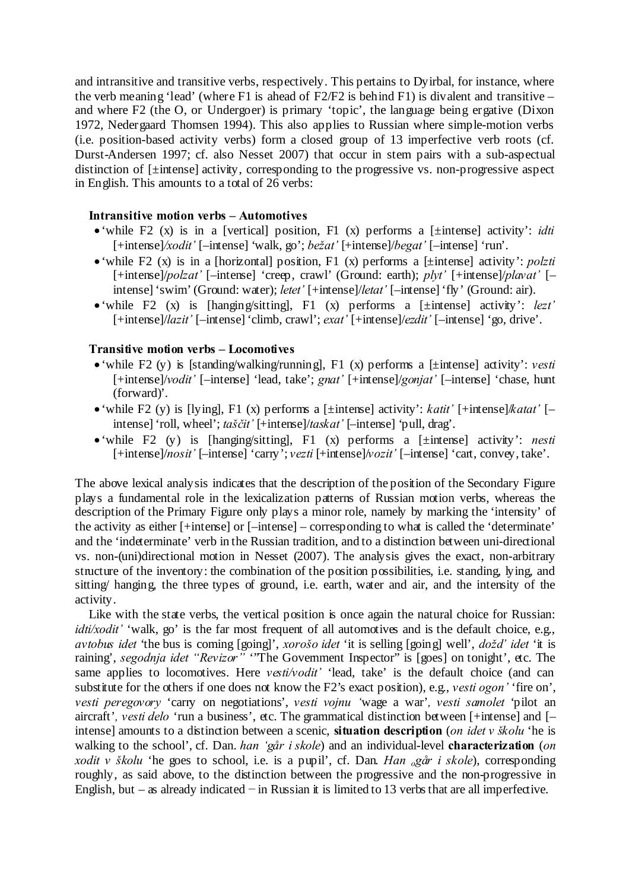and intransitive and transitive verbs, respectively. This pertains to Dyirbal, for instance, where the verb meaning 'lead' (where F1 is ahead of F2/F2 is behind F1) is divalent and transitive – and where F2 (the O, or Undergoer) is primary 'topic', the language being ergative (Dixon 1972, Nedergaard Thomsen 1994). This also applies to Russian where simple-motion verbs (i.e. position-based activity verbs) form a closed group of 13 imperfective verb roots (cf. Durst-Andersen 1997; cf. also Nesset 2007) that occur in stem pairs with a sub-aspectual distinction of [±intense] activity, corresponding to the progressive vs. non-progressive aspect in English. This amounts to a total of 26 verbs:

**Intransitive motion verbs – Automotives**

- 'while F2 (x) is in a [vertical] position, F1 (x) performs a [±intense] activity': *idti* [+intense]/*xodit'* [–intense] 'walk, go'; *bežat'* [+intense]/*begat'* [–intense] 'run'.
- 'while F2 (x) is in a [horizontal] position, F1 (x) performs a [±intense] activity': *polzti* [+intense]/*polzat'* [–intense] 'creep, crawl' (Ground: earth); *plyt'* [+intense]/*plavat'* [–intense] 'swim' (Ground: water); *letet'* [+intense]/*letat'* [–intense] 'fly' (Ground: air).
- 'while F2 (x) is [hanging/sitting], F1 (x) performs a [±intense] activity': *lezt'* [+intense]/*lazit'* [–intense] 'climb, crawl'; *exat'* [+intense]/*ezdit'* [–intense] 'go, drive'.

**Transitive motion verbs – Locomotives**

- 'while F2 (y) is [standing/walking/running], F1 (x) performs a [±intense] activity': *vesti* [+intense]/*vodit'* [–intense] 'lead, take'; *gnat'* [+intense]/*gonjat'* [–intense] 'chase, hunt (forward)'.
- 'while F2 (y) is [lying], F1 (x) performs a [±intense] activity': *katit'* [+intense]/*katat'* [–intense] 'roll, wheel'; *taščit'* [+intense]/*taskat'* [–intense] 'pull, drag'.
- 'while F2 (y) is [hanging/sitting], F1 (x) performs a [±intense] activity': *nesti* [+intense]/*nosit'* [–intense] 'carry'; *vezti* [+intense]/*vozit'* [–intense] 'cart, convey, take'.

The above lexical analysis indicates that the description of the position of the Secondary Figure plays a fundamental role in the lexicalization patterns of Russian motion verbs, whereas the description of the Primary Figure only plays a minor role, namely by marking the 'intensity' of the activity as either [+intense] or [–intense] – corresponding to what is called the 'determinate' and the 'indeterminate' verb in the Russian tradition, and to a distinction between uni-directional vs. non-(uni)directional motion in Nesset (2007). The analysis gives the exact, non-arbitrary structure of the inventory: the combination of the position possibilities, i.e. standing, lying, and sitting/ hanging, the three types of ground, i.e. earth, water and air, and the intensity of the activity.

Like with the state verbs, the vertical position is once again the natural choice for Russian: *idti/xodit'* 'walk, go' is the far most frequent of all automotives and is the default choice, e.g., *avtobus idet* 'the bus is coming [going]', *xorošo idet* 'it is selling [going] well', *dožd' idet* 'it is raining', *segodnja idet "Revizor"* '"The Government Inspector" is [goes] on tonight', etc. The same applies to locomotives. Here *vesti/vodit'* 'lead, take' is the default choice (and can substitute for the others if one does not know the F2's exact position), e.g., *vesti ogon'* 'fire on', *vesti peregovory* 'carry on negotiations', *vesti vojnu* 'wage a war', *vesti samolet* 'pilot an aircraft', *vesti delo* 'run a business', etc. The grammatical distinction between [+intense] and [–intense] amounts to a distinction between a scenic, **situation description** (*on idet v školu* 'he is walking to the school', cf. Dan. *han 'går i skole*) and an individual-level **characterization** (*on xodit v školu* 'he goes to school, i.e. is a pupil', cf. Dan. *Han ₒgår i skole*), corresponding roughly, as said above, to the distinction between the progressive and the non-progressive in English, but – as already indicated − in Russian it is limited to 13 verbs that are all imperfective.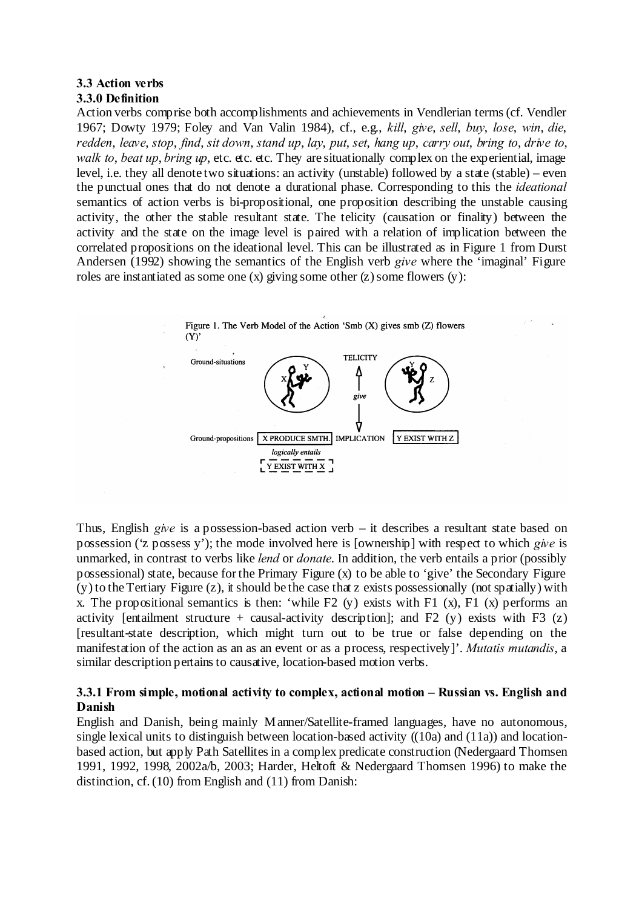### 3.3 Action verbs

### 3.3.0 Definition

Action verbs comprise both accomplishments and achievements in Vendlerian terms (cf. Vendler 1967; Dowty 1979; Foley and Van Valin 1984), cf., e.g., *kill*, *give*, *sell*, *buy*, *lose*, *win*, *die*, *redden*, *leave*, *stop*, *find*, *sit down*, *stand up*, *lay*, *put*, *set*, *hang up*, *carry out*, *bring to*, *drive to*, *walk to*, *beat up*, *bring up*, etc. etc. etc. They are situationally complex on the experiential, image level, i.e. they all denote two situations: an activity (unstable) followed by a state (stable) – even the punctual ones that do not denote a durational phase. Corresponding to this the *ideational* semantics of action verbs is bi-propositional, one proposition describing the unstable causing activity, the other the stable resultant state. The telicity (causation or finality) between the activity and the state on the image level is paired with a relation of implication between the correlated propositions on the ideational level. This can be illustrated as in Figure 1 from Durst Andersen (1992) showing the semantics of the English verb *give* where the 'imaginal' Figure roles are instantiated as some one (x) giving some other (z) some flowers (y):

Figure 1. The Verb Model of the Action 'Smb (X) gives smb (Z) flowers (Y)'

Ground-situations — TELICITY — *give*

Ground-propositions: X PRODUCE SMTH. — IMPLICATION — Y EXIST WITH Z

*logically entails*: Y EXIST WITH X

Thus, English *give* is a possession-based action verb – it describes a resultant state based on possession ('z possess y'); the mode involved here is [ownership] with respect to which *give* is unmarked, in contrast to verbs like *lend* or *donate*. In addition, the verb entails a prior (possibly possessional) state, because for the Primary Figure (x) to be able to 'give' the Secondary Figure (y) to the Tertiary Figure (z), it should be the case that z exists possessionally (not spatially) with x. The propositional semantics is then: 'while F2 (y) exists with F1 (x), F1 (x) performs an activity [entailment structure + causal-activity description]; and F2 (y) exists with F3 (z) [resultant-state description, which might turn out to be true or false depending on the manifestation of the action as an as an event or as a process, respectively]'. *Mutatis mutandis*, a similar description pertains to causative, location-based motion verbs.

### 3.3.1 From simple, motional activity to complex, actional motion – Russian vs. English and Danish

English and Danish, being mainly Manner/Satellite-framed languages, have no autonomous, single lexical units to distinguish between location-based activity ((10a) and (11a)) and location-based action, but apply Path Satellites in a complex predicate construction (Nedergaard Thomsen 1991, 1992, 1998, 2002a/b, 2003; Harder, Heltoft & Nedergaard Thomsen 1996) to make the distinction, cf. (10) from English and (11) from Danish: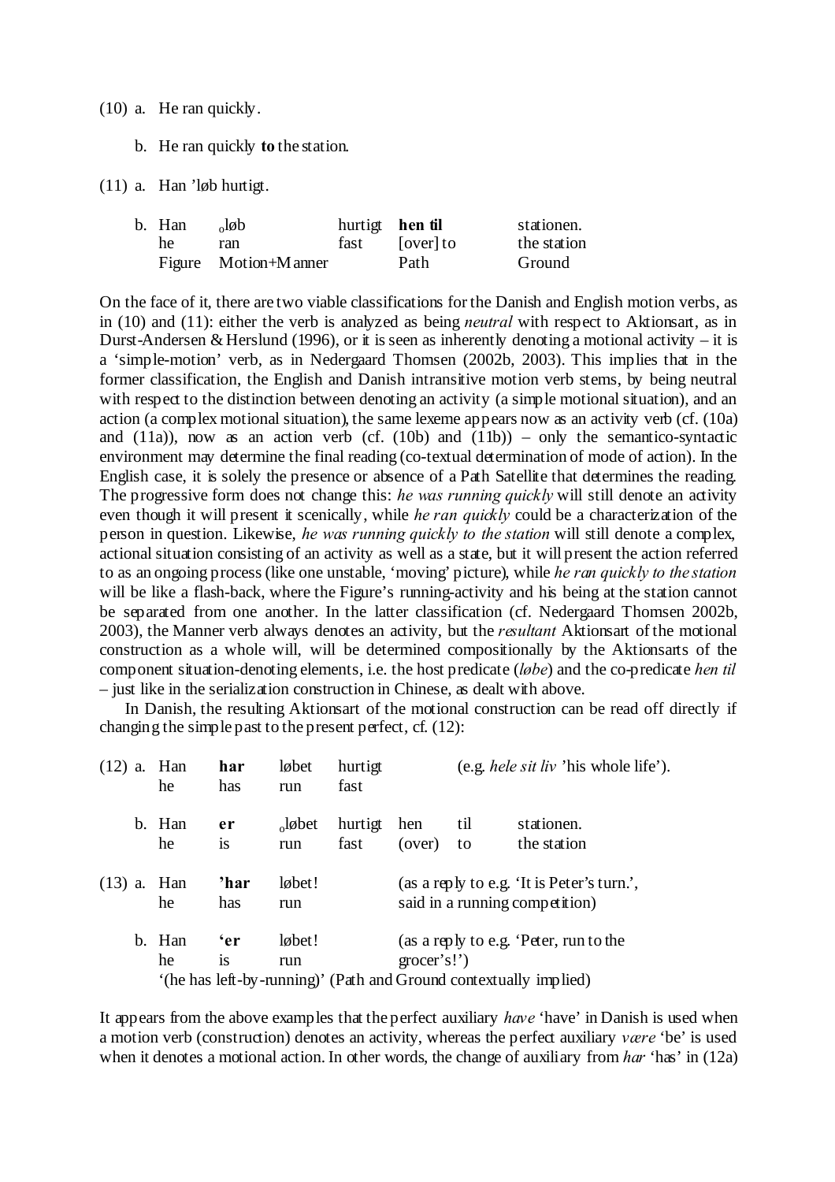(10) a. He ran quickly.

b. He ran quickly **to** the station.

(11) a. Han 'løb hurtigt.

| b. Han | ₒløb | hurtigt | **hen til** | stationen. |
|---|---|---|---|---|
| he | ran | fast | [over] to | the station |
| Figure | Motion+Manner | | Path | Ground |

On the face of it, there are two viable classifications for the Danish and English motion verbs, as in (10) and (11): either the verb is analyzed as being *neutral* with respect to Aktionsart, as in Durst-Andersen & Herslund (1996), or it is seen as inherently denoting a motional activity – it is a 'simple-motion' verb, as in Nedergaard Thomsen (2002b, 2003). This implies that in the former classification, the English and Danish intransitive motion verb stems, by being neutral with respect to the distinction between denoting an activity (a simple motional situation), and an action (a complex motional situation), the same lexeme appears now as an activity verb (cf. (10a) and (11a)), now as an action verb (cf. (10b) and (11b)) – only the semantico-syntactic environment may determine the final reading (co-textual determination of mode of action). In the English case, it is solely the presence or absence of a Path Satellite that determines the reading. The progressive form does not change this: *he was running quickly* will still denote an activity even though it will present it scenically, while *he ran quickly* could be a characterization of the person in question. Likewise, *he was running quickly to the station* will still denote a complex, actional situation consisting of an activity as well as a state, but it will present the action referred to as an ongoing process (like one unstable, 'moving' picture), while *he ran quickly to the station* will be like a flash-back, where the Figure's running-activity and his being at the station cannot be separated from one another. In the latter classification (cf. Nedergaard Thomsen 2002b, 2003), the Manner verb always denotes an activity, but the *resultant* Aktionsart of the motional construction as a whole will, will be determined compositionally by the Aktionsarts of the component situation-denoting elements, i.e. the host predicate (*løbe*) and the co-predicate *hen til* – just like in the serialization construction in Chinese, as dealt with above.

In Danish, the resulting Aktionsart of the motional construction can be read off directly if changing the simple past to the present perfect, cf. (12):

(12) a. Han **har** løbet hurtigt (e.g. *hele sit liv* 'his whole life').
he has run fast

b. Han **er** ₒløbet hurtigt hen til stationen.
he is run fast (over) to the station

(13) a. Han **'har** løbet! (as a reply to e.g. 'It is Peter's turn.', said in a running competition)
he has run

b. Han **'er** løbet! (as a reply to e.g. 'Peter, run to the grocer's!')
he is run
'(he has left-by-running)' (Path and Ground contextually implied)

It appears from the above examples that the perfect auxiliary *have* 'have' in Danish is used when a motion verb (construction) denotes an activity, whereas the perfect auxiliary *være* 'be' is used when it denotes a motional action. In other words, the change of auxiliary from *har* 'has' in (12a)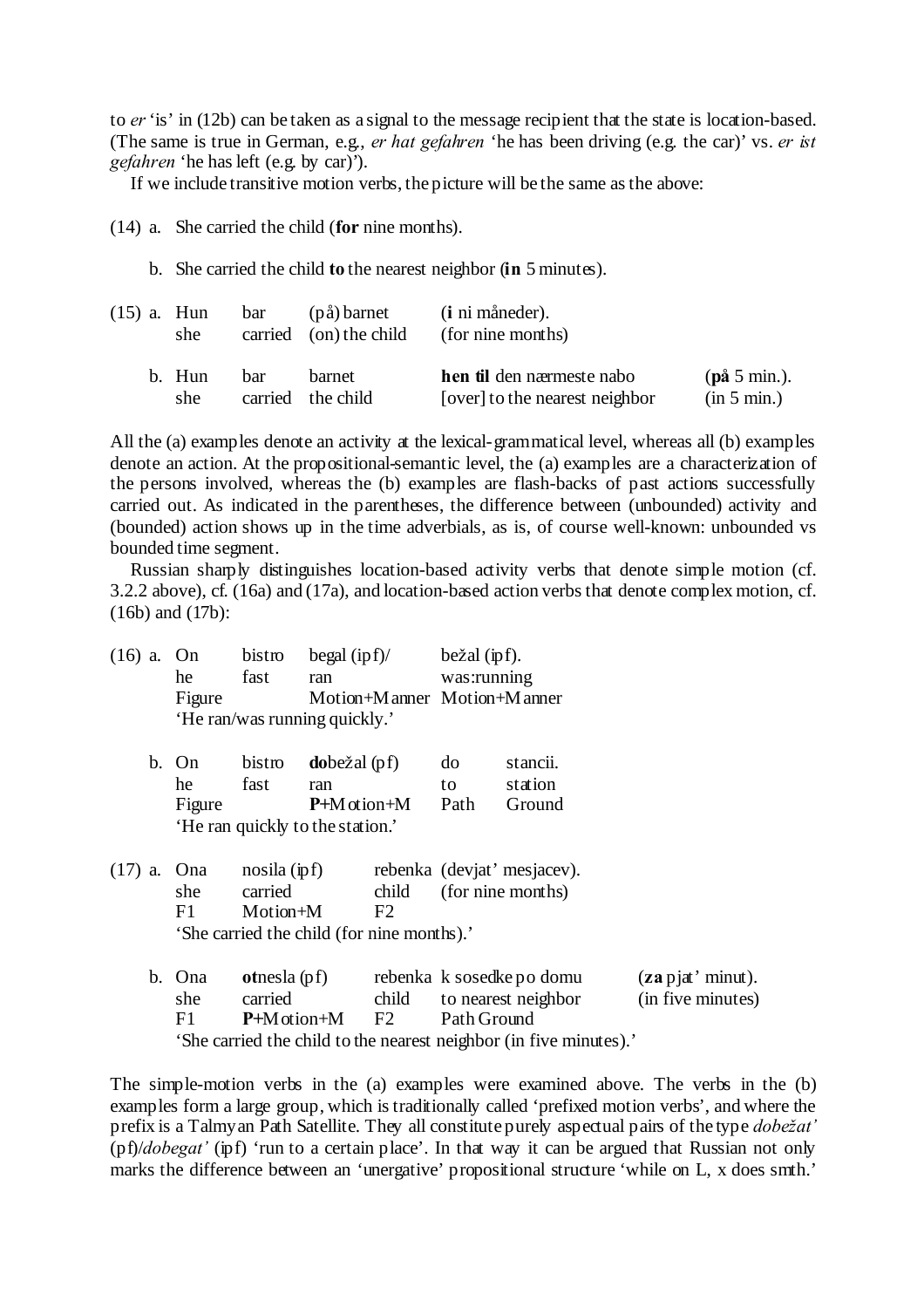to *er* 'is' in (12b) can be taken as a signal to the message recipient that the state is location-based. (The same is true in German, e.g., *er hat gefahren* 'he has been driving (e.g. the car)' vs. *er ist gefahren* 'he has left (e.g. by car)').

If we include transitive motion verbs, the picture will be the same as the above:

(14) a. She carried the child (**for** nine months).

b. She carried the child **to** the nearest neighbor (**in** 5 minutes).

(15) a.

| Hun | bar | (på) barnet | (**i** ni måneder). | |
|---|---|---|---|---|
| she | carried | (on) the child | (for nine months) | |

b.

| Hun | bar | barnet | **hen til** den nærmeste nabo | (**på** 5 min.). |
|---|---|---|---|---|
| she | carried | the child | [over] to the nearest neighbor | (in 5 min.) |

All the (a) examples denote an activity at the lexical-grammatical level, whereas all (b) examples denote an action. At the propositional-semantic level, the (a) examples are a characterization of the persons involved, whereas the (b) examples are flash-backs of past actions successfully carried out. As indicated in the parentheses, the difference between (unbounded) activity and (bounded) action shows up in the time adverbials, as is, of course well-known: unbounded vs bounded time segment.

Russian sharply distinguishes location-based activity verbs that denote simple motion (cf. 3.2.2 above), cf. (16a) and (17a), and location-based action verbs that denote complex motion, cf. (16b) and (17b):

(16) a.

| On | bistro | begal (ipf)/ | bežal (ipf). |
|---|---|---|---|
| he | fast | ran | was:running |
| Figure | | Motion+Manner | Motion+Manner |

'He ran/was running quickly.'

b.

| On | bistro | **do**bežal (pf) | do | stancii. |
|---|---|---|---|---|
| he | fast | ran | to | station |
| Figure | | **P**+Motion+M | Path | Ground |

'He ran quickly to the station.'

(17) a.

| Ona | nosila (ipf) | rebenka | (devjat' mesjacev). |
|---|---|---|---|
| she | carried | child | (for nine months) |
| F1 | Motion+M | F2 | |

'She carried the child (for nine months).'

b.

| Ona | **ot**nesla (pf) | rebenka | k sosedke po domu | (**za** pjat' minut). |
|---|---|---|---|---|
| she | carried | child | to nearest neighbor | (in five minutes) |
| F1 | **P**+Motion+M | F2 | Path Ground | |

'She carried the child to the nearest neighbor (in five minutes).'

The simple-motion verbs in the (a) examples were examined above. The verbs in the (b) examples form a large group, which is traditionally called 'prefixed motion verbs', and where the prefix is a Talmyan Path Satellite. They all constitute purely aspectual pairs of the type *dobežat'* (pf)/*dobegat'* (ipf) 'run to a certain place'. In that way it can be argued that Russian not only marks the difference between an 'unergative' propositional structure 'while on L, x does smth.'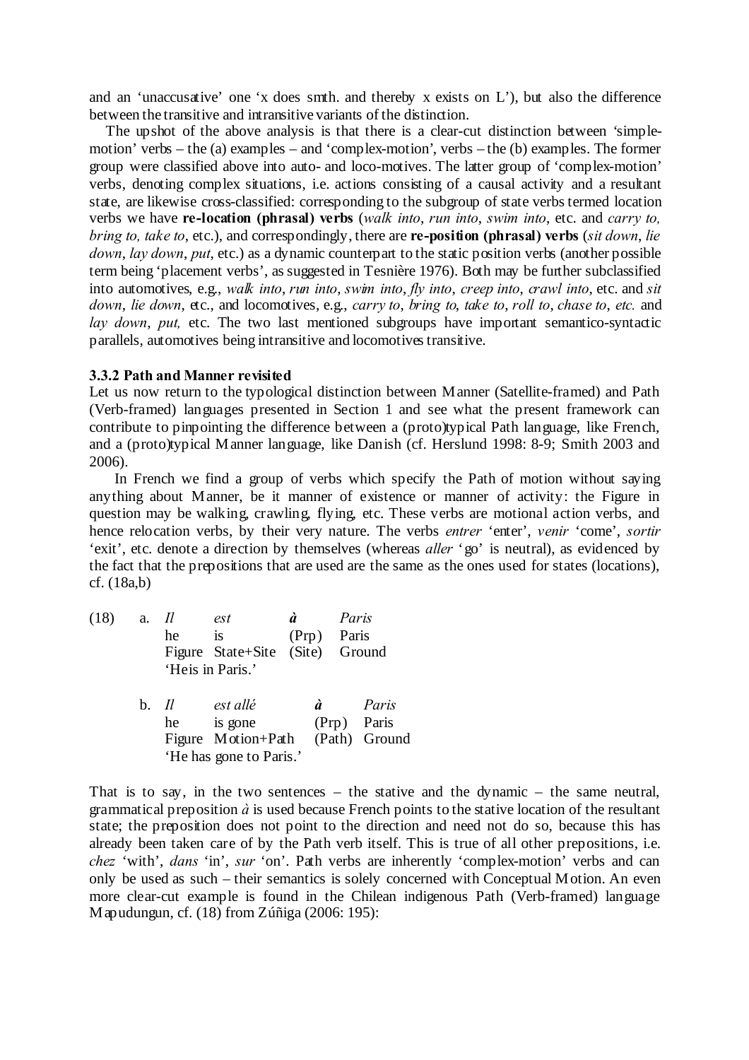and an 'unaccusative' one 'x does smth. and thereby x exists on L'), but also the difference between the transitive and intransitive variants of the distinction.

The upshot of the above analysis is that there is a clear-cut distinction between 'simple-motion' verbs – the (a) examples – and 'complex-motion', verbs – the (b) examples. The former group were classified above into auto- and loco-motives. The latter group of 'complex-motion' verbs, denoting complex situations, i.e. actions consisting of a causal activity and a resultant state, are likewise cross-classified: corresponding to the subgroup of state verbs termed location verbs we have **re-location (phrasal) verbs** (*walk into*, *run into*, *swim into*, etc. and *carry to, bring to, take to*, etc.), and correspondingly, there are **re-position (phrasal) verbs** (*sit down*, *lie down*, *lay down*, *put*, etc.) as a dynamic counterpart to the static position verbs (another possible term being 'placement verbs', as suggested in Tesnière 1976). Both may be further subclassified into automotives, e.g., *walk into*, *run into*, *swim into*, *fly into*, *creep into*, *crawl into*, etc. and *sit down*, *lie down*, etc., and locomotives, e.g., *carry to*, *bring to*, *take to*, *roll to*, *chase to*, *etc.* and *lay down*, *put,* etc. The two last mentioned subgroups have important semantico-syntactic parallels, automotives being intransitive and locomotives transitive.

### 3.3.2 Path and Manner revisited

Let us now return to the typological distinction between Manner (Satellite-framed) and Path (Verb-framed) languages presented in Section 1 and see what the present framework can contribute to pinpointing the difference between a (proto)typical Path language, like French, and a (proto)typical Manner language, like Danish (cf. Herslund 1998: 8-9; Smith 2003 and 2006).

In French we find a group of verbs which specify the Path of motion without saying anything about Manner, be it manner of existence or manner of activity: the Figure in question may be walking, crawling, flying, etc. These verbs are motional action verbs, and hence relocation verbs, by their very nature. The verbs *entrer* 'enter', *venir* 'come', *sortir* 'exit', etc. denote a direction by themselves (whereas *aller* 'go' is neutral), as evidenced by the fact that the prepositions that are used are the same as the ones used for states (locations), cf. (18a,b)

(18) a.

| *Il* | *est* | ***à*** | *Paris* |
|---|---|---|---|
| he | is | (Prp) | Paris |
| Figure | State+Site | (Site) | Ground |

'Heis in Paris.'

b.

| *Il* | *est allé* | ***à*** | *Paris* |
|---|---|---|---|
| he | is gone | (Prp) | Paris |
| Figure | Motion+Path | (Path) | Ground |

'He has gone to Paris.'

That is to say, in the two sentences – the stative and the dynamic – the same neutral, grammatical preposition *à* is used because French points to the stative location of the resultant state; the preposition does not point to the direction and need not do so, because this has already been taken care of by the Path verb itself. This is true of all other prepositions, i.e. *chez* 'with', *dans* 'in', *sur* 'on'. Path verbs are inherently 'complex-motion' verbs and can only be used as such – their semantics is solely concerned with Conceptual Motion. An even more clear-cut example is found in the Chilean indigenous Path (Verb-framed) language Mapudungun, cf. (18) from Zúñiga (2006: 195):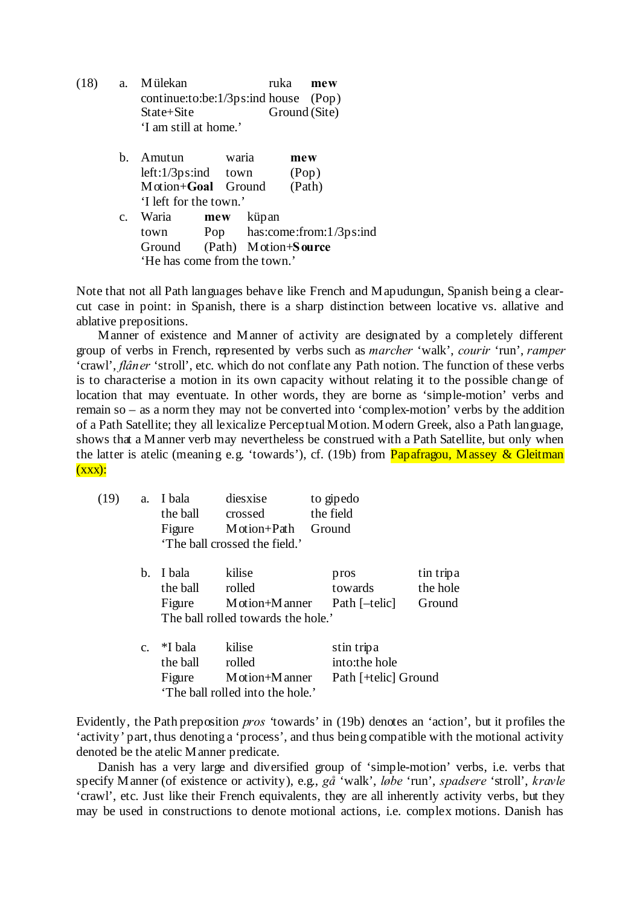(18) a. Mülekan ruka **mew**
continue:to:be:1/3ps:ind house (Pop)
State+Site Ground (Site)
'I am still at home.'

b. Amutun waria **mew**
left:1/3ps:ind town (Pop)
Motion+**Goal** Ground (Path)
'I left for the town.'

c. Waria **mew** küpan
town Pop has:come:from:1/3ps:ind
Ground (Path) Motion+**Source**
'He has come from the town.'

Note that not all Path languages behave like French and Mapudungun, Spanish being a clear-cut case in point: in Spanish, there is a sharp distinction between locative vs. allative and ablative prepositions.

Manner of existence and Manner of activity are designated by a completely different group of verbs in French, represented by verbs such as *marcher* 'walk', *courir* 'run', *ramper* 'crawl', *flâner* 'stroll', etc. which do not conflate any Path notion. The function of these verbs is to characterise a motion in its own capacity without relating it to the possible change of location that may eventuate. In other words, they are borne as 'simple-motion' verbs and remain so – as a norm they may not be converted into 'complex-motion' verbs by the addition of a Path Satellite; they all lexicalize Perceptual Motion. Modern Greek, also a Path language, shows that a Manner verb may nevertheless be construed with a Path Satellite, but only when the latter is atelic (meaning e.g. 'towards'), cf. (19b) from Papafragou, Massey & Gleitman (xxx):

(19) a. I bala diesxise to gipedo
the ball crossed the field
Figure Motion+Path Ground
'The ball crossed the field.'

b. I bala kilise pros tin tripa
the ball rolled towards the hole
Figure Motion+Manner Path [–telic] Ground
The ball rolled towards the hole.'

c. *I bala kilise stin tripa
the ball rolled into:the hole
Figure Motion+Manner Path [+telic] Ground
'The ball rolled into the hole.'

Evidently, the Path preposition *pros* 'towards' in (19b) denotes an 'action', but it profiles the 'activity' part, thus denoting a 'process', and thus being compatible with the motional activity denoted be the atelic Manner predicate.

Danish has a very large and diversified group of 'simple-motion' verbs, i.e. verbs that specify Manner (of existence or activity), e.g., *gå* 'walk', *løbe* 'run', *spadsere* 'stroll', *kravle* 'crawl', etc. Just like their French equivalents, they are all inherently activity verbs, but they may be used in constructions to denote motional actions, i.e. complex motions. Danish has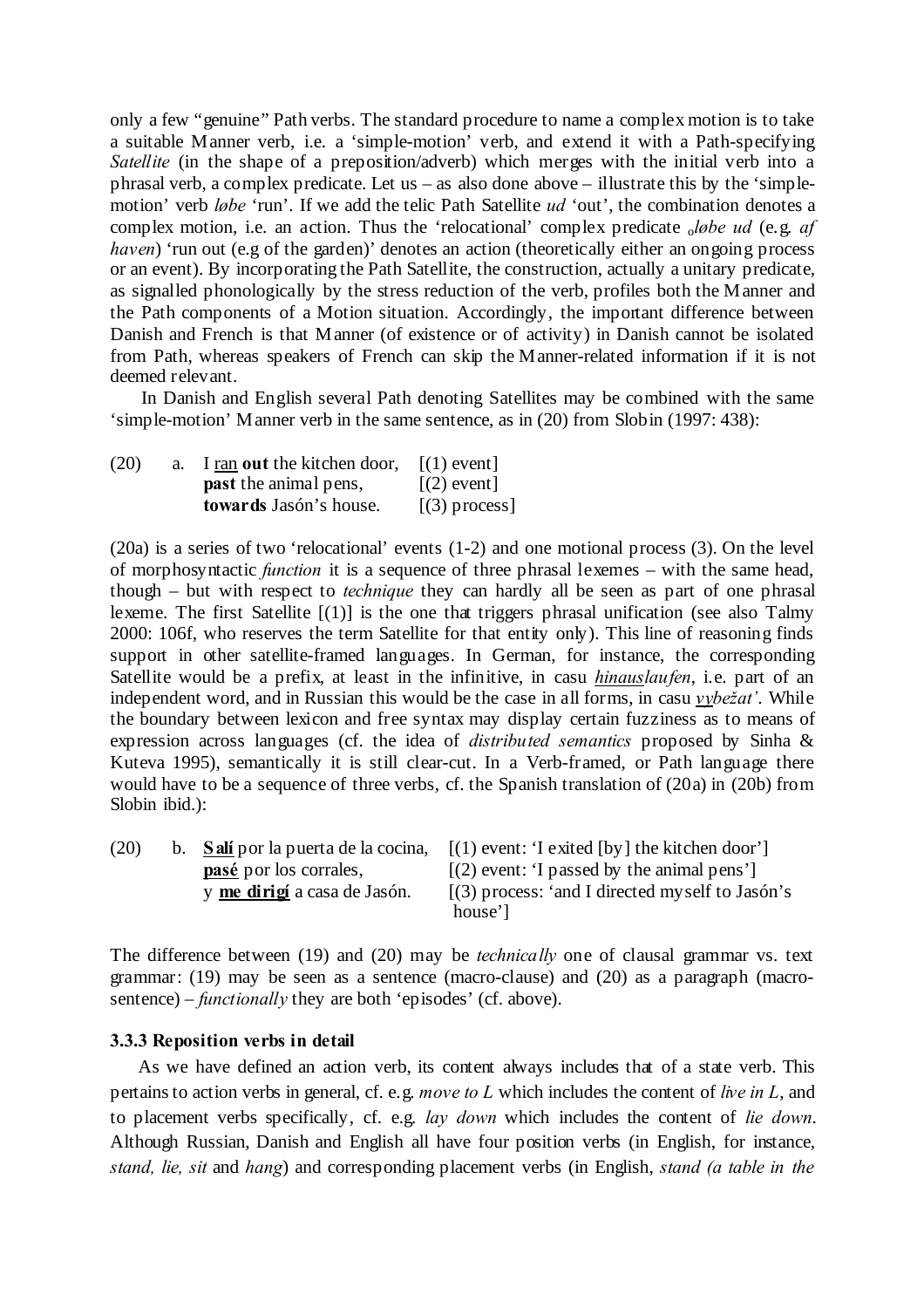only a few "genuine" Path verbs. The standard procedure to name a complex motion is to take a suitable Manner verb, i.e. a 'simple-motion' verb, and extend it with a Path-specifying *Satellite* (in the shape of a preposition/adverb) which merges with the initial verb into a phrasal verb, a complex predicate. Let us – as also done above – illustrate this by the 'simple-motion' verb *løbe* 'run'. If we add the telic Path Satellite *ud* 'out', the combination denotes a complex motion, i.e. an action. Thus the 'relocational' complex predicate $_o$*løbe ud* (e.g. *af haven*) 'run out (e.g of the garden)' denotes an action (theoretically either an ongoing process or an event). By incorporating the Path Satellite, the construction, actually a unitary predicate, as signalled phonologically by the stress reduction of the verb, profiles both the Manner and the Path components of a Motion situation. Accordingly, the important difference between Danish and French is that Manner (of existence or of activity) in Danish cannot be isolated from Path, whereas speakers of French can skip the Manner-related information if it is not deemed relevant.

In Danish and English several Path denoting Satellites may be combined with the same 'simple-motion' Manner verb in the same sentence, as in (20) from Slobin (1997: 438):

(20) a. I <u>ran</u> **out** the kitchen door, [(1) event]
**past** the animal pens, [(2) event]
**towards** Jasón's house. [(3) process]

(20a) is a series of two 'relocational' events (1-2) and one motional process (3). On the level of morphosyntactic *function* it is a sequence of three phrasal lexemes – with the same head, though – but with respect to *technique* they can hardly all be seen as part of one phrasal lexeme. The first Satellite [(1)] is the one that triggers phrasal unification (see also Talmy 2000: 106f, who reserves the term Satellite for that entity only). This line of reasoning finds support in other satellite-framed languages. In German, for instance, the corresponding Satellite would be a prefix, at least in the infinitive, in casu <u>*hinaus*</u>*laufen*, i.e. part of an independent word, and in Russian this would be the case in all forms, in casu <u>*vy*</u>*bežat'*. While the boundary between lexicon and free syntax may display certain fuzziness as to means of expression across languages (cf. the idea of *distributed semantics* proposed by Sinha & Kuteva 1995), semantically it is still clear-cut. In a Verb-framed, or Path language there would have to be a sequence of three verbs, cf. the Spanish translation of (20a) in (20b) from Slobin ibid.):

(20) b. <u>**Salí**</u> por la puerta de la cocina, [(1) event: 'I exited [by] the kitchen door']
<u>**pasé**</u> por los corrales, [(2) event: 'I passed by the animal pens']
y <u>**me dirigí**</u> a casa de Jasón. [(3) process: 'and I directed myself to Jasón's house']

The difference between (19) and (20) may be *technically* one of clausal grammar vs. text grammar: (19) may be seen as a sentence (macro-clause) and (20) as a paragraph (macro-sentence) – *functionally* they are both 'episodes' (cf. above).

#### 3.3.3 Reposition verbs in detail

As we have defined an action verb, its content always includes that of a state verb. This pertains to action verbs in general, cf. e.g. *move to L* which includes the content of *live in L*, and to placement verbs specifically, cf. e.g. *lay down* which includes the content of *lie down*. Although Russian, Danish and English all have four position verbs (in English, for instance, *stand, lie, sit* and *hang*) and corresponding placement verbs (in English, *stand (a table in the*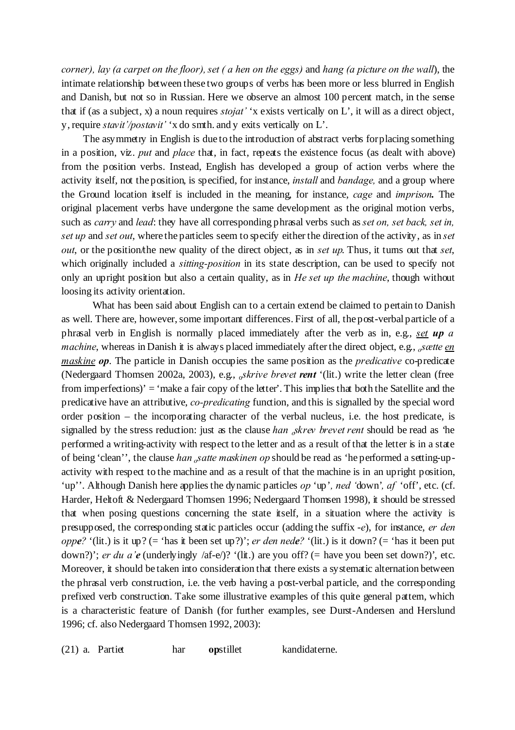*corner), lay (a carpet on the floor), set ( a hen on the eggs)* and *hang (a picture on the wall*), the intimate relationship between these two groups of verbs has been more or less blurred in English and Danish, but not so in Russian. Here we observe an almost 100 percent match, in the sense that if (as a subject, x) a noun requires *stojat'* 'x exists vertically on L', it will as a direct object, y, require *stavit'/postavit'* 'x do smth. and y exits vertically on L'.

The asymmetry in English is due to the introduction of abstract verbs for placing something in a position, viz. *put* and *place* that, in fact, repeats the existence focus (as dealt with above) from the position verbs. Instead, English has developed a group of action verbs where the activity itself, not the position, is specified, for instance, *install* and *bandage,* and a group where the Ground location itself is included in the meaning, for instance, *cage* and ***imprison.*** The original placement verbs have undergone the same development as the original motion verbs, such as *carry* and *lead*: they have all corresponding phrasal verbs such as *set on, set back, set in, set up* and *set out*, where the particles seem to specify either the direction of the activity, as in *set out*, or the position/the new quality of the direct object, as in *set up*. Thus, it turns out that *set*, which originally included a *sitting-position* in its state description, can be used to specify not only an upright position but also a certain quality, as in *He set up the machine*, though without loosing its activity orientation.

What has been said about English can to a certain extend be claimed to pertain to Danish as well. There are, however, some important differences. First of all, the post-verbal particle of a phrasal verb in English is normally placed immediately after the verb as in, e.g., *<u>set</u> **up** a machine*, whereas in Danish it is always placed immediately after the direct object, e.g., *<sub>o</sub>sætte <u>en maskine</u> **op***. The particle in Danish occupies the same position as the *predicative* co-predicate (Nedergaard Thomsen 2002a, 2003), e.g., *<sub>o</sub>skrive brevet **rent*** '(lit.) write the letter clean (free from imperfections)' = 'make a fair copy of the letter'. This implies that both the Satellite and the predicative have an attributive, *co-predicating* function, and this is signalled by the special word order position – the incorporating character of the verbal nucleus, i.e. the host predicate, is signalled by the stress reduction: just as the clause *han <sub>o</sub>skrev brevet rent* should be read as 'he performed a writing-activity with respect to the letter and as a result of that the letter is in a state of being 'clean'', the clause *han <sub>o</sub>satte maskinen op* should be read as 'he performed a setting-up-activity with respect to the machine and as a result of that the machine is in an upright position, 'up''. Although Danish here applies the dynamic particles *op* 'up'*, ned* 'down'*, af* 'off', etc. (cf. Harder, Heltoft & Nedergaard Thomsen 1996; Nedergaard Thomsen 1998), it should be stressed that when posing questions concerning the state itself, in a situation where the activity is presupposed, the corresponding static particles occur (adding the suffix *-e*), for instance, *er den opp**e**?* '(lit.) is it up? (= 'has it been set up?)'; *er den ned**e**?* '(lit.) is it down? (= 'has it been put down?)'; *er du a'**e*** (underlyingly /af-e/)? '(lit.) are you off? (= have you been set down?)', etc. Moreover, it should be taken into consideration that there exists a systematic alternation between the phrasal verb construction, i.e. the verb having a post-verbal particle, and the corresponding prefixed verb construction. Take some illustrative examples of this quite general pattern, which is a characteristic feature of Danish (for further examples, see Durst-Andersen and Herslund 1996; cf. also Nedergaard Thomsen 1992, 2003):

(21) a. Partiet har **op**stillet kandidaterne.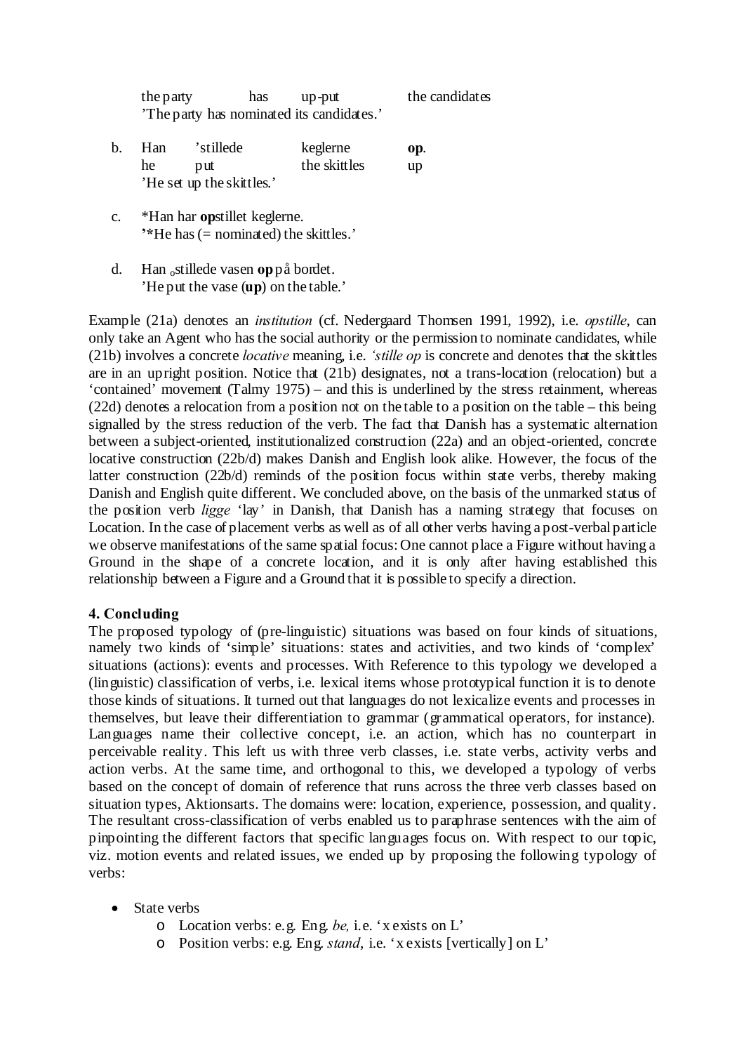the party    has    up-put    the candidates
'The party has nominated its candidates.'

b. Han    'stillede    keglerne    **op**.
he    put    the skittles    up
'He set up the skittles.'

c. *Han har **op**stillet keglerne.
'*He has (= nominated) the skittles.'

d. Han $_{o}$stillede vasen **op** på bordet.
'He put the vase (**up**) on the table.'

Example (21a) denotes an *institution* (cf. Nedergaard Thomsen 1991, 1992), i.e. *opstille*, can only take an Agent who has the social authority or the permission to nominate candidates, while (21b) involves a concrete *locative* meaning, i.e. *'stille op* is concrete and denotes that the skittles are in an upright position. Notice that (21b) designates, not a trans-location (relocation) but a 'contained' movement (Talmy 1975) – and this is underlined by the stress retainment, whereas (22d) denotes a relocation from a position not on the table to a position on the table – this being signalled by the stress reduction of the verb. The fact that Danish has a systematic alternation between a subject-oriented, institutionalized construction (22a) and an object-oriented, concrete locative construction (22b/d) makes Danish and English look alike. However, the focus of the latter construction (22b/d) reminds of the position focus within state verbs, thereby making Danish and English quite different. We concluded above, on the basis of the unmarked status of the position verb *ligge* 'lay' in Danish, that Danish has a naming strategy that focuses on Location. In the case of placement verbs as well as of all other verbs having a post-verbal particle we observe manifestations of the same spatial focus: One cannot place a Figure without having a Ground in the shape of a concrete location, and it is only after having established this relationship between a Figure and a Ground that it is possible to specify a direction.

## 4. Concluding

The proposed typology of (pre-linguistic) situations was based on four kinds of situations, namely two kinds of 'simple' situations: states and activities, and two kinds of 'complex' situations (actions): events and processes. With Reference to this typology we developed a (linguistic) classification of verbs, i.e. lexical items whose prototypical function it is to denote those kinds of situations. It turned out that languages do not lexicalize events and processes in themselves, but leave their differentiation to grammar (grammatical operators, for instance). Languages name their collective concept, i.e. an action, which has no counterpart in perceivable reality. This left us with three verb classes, i.e. state verbs, activity verbs and action verbs. At the same time, and orthogonal to this, we developed a typology of verbs based on the concept of domain of reference that runs across the three verb classes based on situation types, Aktionsarts. The domains were: location, experience, possession, and quality. The resultant cross-classification of verbs enabled us to paraphrase sentences with the aim of pinpointing the different factors that specific languages focus on. With respect to our topic, viz. motion events and related issues, we ended up by proposing the following typology of verbs:

- State verbs
    - Location verbs: e.g. Eng. *be,* i.e. 'x exists on L'
    - Position verbs: e.g. Eng. *stand*, i.e. 'x exists [vertically] on L'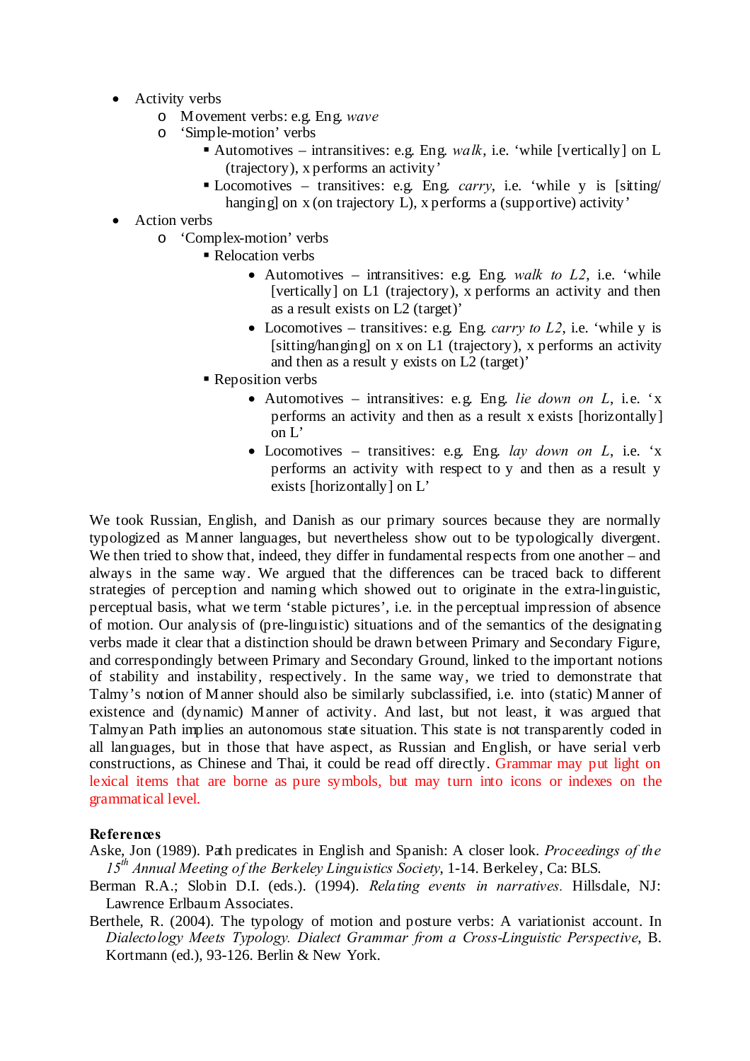- Activity verbs
    - Movement verbs: e.g. Eng. *wave*
    - 'Simple-motion' verbs
        - Automotives – intransitives: e.g. Eng. *walk*, i.e. 'while [vertically] on L (trajectory), x performs an activity'
        - Locomotives – transitives: e.g. Eng. *carry*, i.e. 'while y is [sitting/hanging] on x (on trajectory L), x performs a (supportive) activity'
- Action verbs
    - 'Complex-motion' verbs
        - Relocation verbs
            - Automotives – intransitives: e.g. Eng. *walk to L2*, i.e. 'while [vertically] on L1 (trajectory), x performs an activity and then as a result exists on L2 (target)'
            - Locomotives – transitives: e.g. Eng. *carry to L2*, i.e. 'while y is [sitting/hanging] on x on L1 (trajectory), x performs an activity and then as a result y exists on L2 (target)'
        - Reposition verbs
            - Automotives – intransitives: e.g. Eng. *lie down on L*, i.e. 'x performs an activity and then as a result x exists [horizontally] on L'
            - Locomotives – transitives: e.g. Eng. *lay down on L*, i.e. 'x performs an activity with respect to y and then as a result y exists [horizontally] on L'

We took Russian, English, and Danish as our primary sources because they are normally typologized as Manner languages, but nevertheless show out to be typologically divergent. We then tried to show that, indeed, they differ in fundamental respects from one another – and always in the same way. We argued that the differences can be traced back to different strategies of perception and naming which showed out to originate in the extra-linguistic, perceptual basis, what we term 'stable pictures', i.e. in the perceptual impression of absence of motion. Our analysis of (pre-linguistic) situations and of the semantics of the designating verbs made it clear that a distinction should be drawn between Primary and Secondary Figure, and correspondingly between Primary and Secondary Ground, linked to the important notions of stability and instability, respectively. In the same way, we tried to demonstrate that Talmy's notion of Manner should also be similarly subclassified, i.e. into (static) Manner of existence and (dynamic) Manner of activity. And last, but not least, it was argued that Talmyan Path implies an autonomous state situation. This state is not transparently coded in all languages, but in those that have aspect, as Russian and English, or have serial verb constructions, as Chinese and Thai, it could be read off directly. Grammar may put light on lexical items that are borne as pure symbols, but may turn into icons or indexes on the grammatical level.

**References**

Aske, Jon (1989). Path predicates in English and Spanish: A closer look. *Proceedings of the 15th Annual Meeting of the Berkeley Linguistics Society*, 1-14. Berkeley, Ca: BLS.

Berman R.A.; Slobin D.I. (eds.). (1994). *Relating events in narratives.* Hillsdale, NJ: Lawrence Erlbaum Associates.

Berthele, R. (2004). The typology of motion and posture verbs: A variationist account. In *Dialectology Meets Typology. Dialect Grammar from a Cross-Linguistic Perspective*, B. Kortmann (ed.), 93-126. Berlin & New York.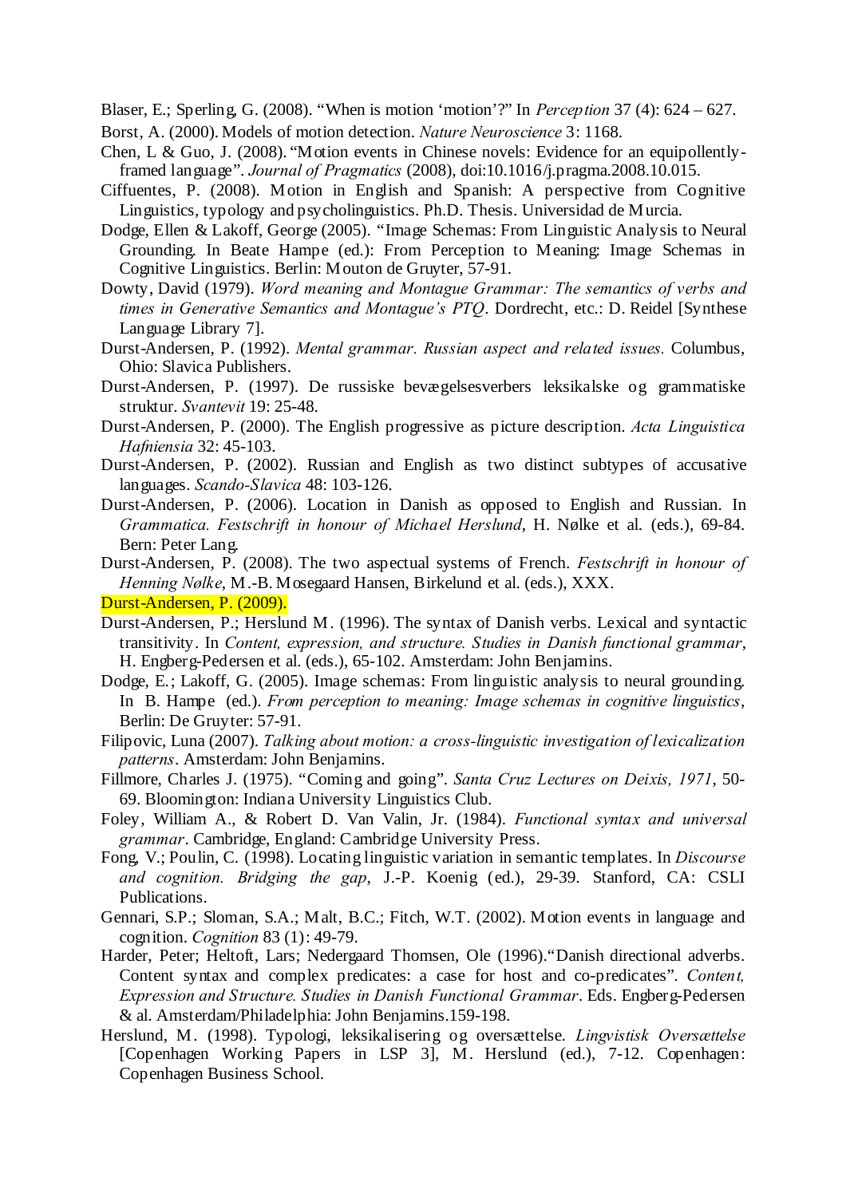Blaser, E.; Sperling, G. (2008). "When is motion 'motion'?" In *Perception* 37 (4): 624 – 627.

Borst, A. (2000). Models of motion detection. *Nature Neuroscience* 3: 1168.

Chen, L & Guo, J. (2008). "Motion events in Chinese novels: Evidence for an equipollently-framed language". *Journal of Pragmatics* (2008), doi:10.1016/j.pragma.2008.10.015.

Ciffuentes, P. (2008). Motion in English and Spanish: A perspective from Cognitive Linguistics, typology and psycholinguistics. Ph.D. Thesis. Universidad de Murcia.

Dodge, Ellen & Lakoff, George (2005). "Image Schemas: From Linguistic Analysis to Neural Grounding. In Beate Hampe (ed.): From Perception to Meaning: Image Schemas in Cognitive Linguistics. Berlin: Mouton de Gruyter, 57-91.

Dowty, David (1979). *Word meaning and Montague Grammar: The semantics of verbs and times in Generative Semantics and Montague's PTQ*. Dordrecht, etc.: D. Reidel [Synthese Language Library 7].

Durst-Andersen, P. (1992). *Mental grammar. Russian aspect and related issues.* Columbus, Ohio: Slavica Publishers.

Durst-Andersen, P. (1997). De russiske bevægelsesverbers leksikalske og grammatiske struktur. *Svantevit* 19: 25-48.

Durst-Andersen, P. (2000). The English progressive as picture description. *Acta Linguistica Hafniensia* 32: 45-103.

Durst-Andersen, P. (2002). Russian and English as two distinct subtypes of accusative languages. *Scando-Slavica* 48: 103-126.

Durst-Andersen, P. (2006). Location in Danish as opposed to English and Russian. In *Grammatica. Festschrift in honour of Michael Herslund*, H. Nølke et al. (eds.), 69-84. Bern: Peter Lang.

Durst-Andersen, P. (2008). The two aspectual systems of French. *Festschrift in honour of Henning Nølke*, M.-B. Mosegaard Hansen, Birkelund et al. (eds.), XXX.

Durst-Andersen, P. (2009).

Durst-Andersen, P.; Herslund M. (1996). The syntax of Danish verbs. Lexical and syntactic transitivity. In *Content, expression, and structure. Studies in Danish functional grammar*, H. Engberg-Pedersen et al. (eds.), 65-102. Amsterdam: John Benjamins.

Dodge, E.; Lakoff, G. (2005). Image schemas: From linguistic analysis to neural grounding. In B. Hampe (ed.). *From perception to meaning: Image schemas in cognitive linguistics*, Berlin: De Gruyter: 57-91.

Filipovic, Luna (2007). *Talking about motion: a cross-linguistic investigation of lexicalization patterns*. Amsterdam: John Benjamins.

Fillmore, Charles J. (1975). "Coming and going". *Santa Cruz Lectures on Deixis, 1971*, 50-69. Bloomington: Indiana University Linguistics Club.

Foley, William A., & Robert D. Van Valin, Jr. (1984). *Functional syntax and universal grammar*. Cambridge, England: Cambridge University Press.

Fong, V.; Poulin, C. (1998). Locating linguistic variation in semantic templates. In *Discourse and cognition. Bridging the gap*, J.-P. Koenig (ed.), 29-39. Stanford, CA: CSLI Publications.

Gennari, S.P.; Sloman, S.A.; Malt, B.C.; Fitch, W.T. (2002). Motion events in language and cognition. *Cognition* 83 (1): 49-79.

Harder, Peter; Heltoft, Lars; Nedergaard Thomsen, Ole (1996)."Danish directional adverbs. Content syntax and complex predicates: a case for host and co-predicates". *Content, Expression and Structure. Studies in Danish Functional Grammar*. Eds. Engberg-Pedersen & al. Amsterdam/Philadelphia: John Benjamins.159-198.

Herslund, M. (1998). Typologi, leksikalisering og oversættelse. *Lingvistisk Oversættelse* [Copenhagen Working Papers in LSP 3], M. Herslund (ed.), 7-12. Copenhagen: Copenhagen Business School.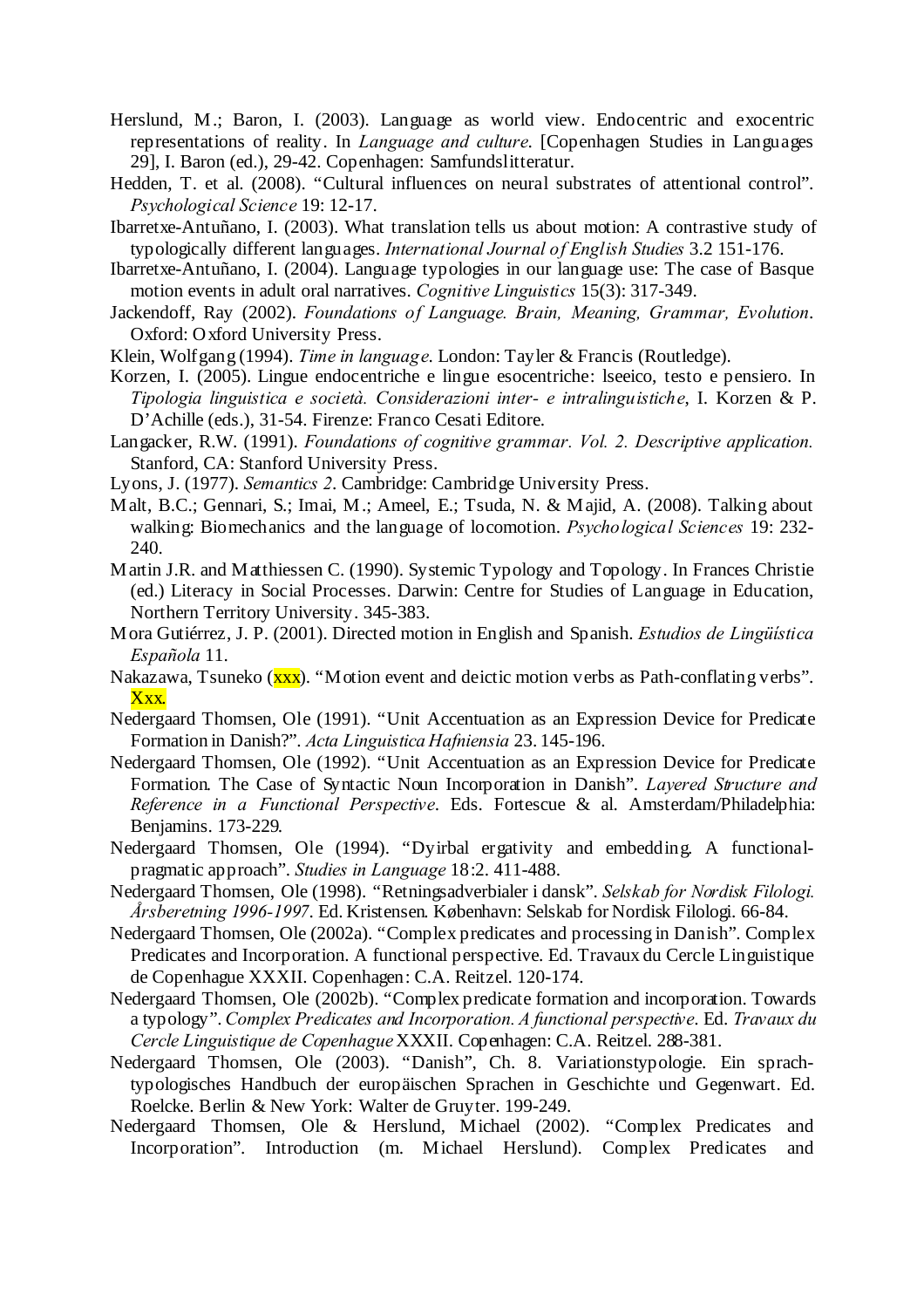Herslund, M.; Baron, I. (2003). Language as world view. Endocentric and exocentric representations of reality. In *Language and culture*. [Copenhagen Studies in Languages 29], I. Baron (ed.), 29-42. Copenhagen: Samfundslitteratur.

Hedden, T. et al. (2008). "Cultural influences on neural substrates of attentional control". *Psychological Science* 19: 12-17.

Ibarretxe-Antuñano, I. (2003). What translation tells us about motion: A contrastive study of typologically different languages. *International Journal of English Studies* 3.2 151-176.

Ibarretxe-Antuñano, I. (2004). Language typologies in our language use: The case of Basque motion events in adult oral narratives. *Cognitive Linguistics* 15(3): 317-349.

Jackendoff, Ray (2002). *Foundations of Language. Brain, Meaning, Grammar, Evolution*. Oxford: Oxford University Press.

Klein, Wolfgang (1994). *Time in language*. London: Tayler & Francis (Routledge).

Korzen, I. (2005). Lingue endocentriche e lingue esocentriche: lseeico, testo e pensiero. In *Tipologia linguistica e società. Considerazioni inter- e intralinguistiche*, I. Korzen & P. D'Achille (eds.), 31-54. Firenze: Franco Cesati Editore.

Langacker, R.W. (1991). *Foundations of cognitive grammar. Vol. 2. Descriptive application.* Stanford, CA: Stanford University Press.

Lyons, J. (1977). *Semantics 2*. Cambridge: Cambridge University Press.

Malt, B.C.; Gennari, S.; Imai, M.; Ameel, E.; Tsuda, N. & Majid, A. (2008). Talking about walking: Biomechanics and the language of locomotion. *Psychological Sciences* 19: 232-240.

Martin J.R. and Matthiessen C. (1990). Systemic Typology and Topology. In Frances Christie (ed.) Literacy in Social Processes. Darwin: Centre for Studies of Language in Education, Northern Territory University. 345-383.

Mora Gutiérrez, J. P. (2001). Directed motion in English and Spanish. *Estudios de Lingüística Española* 11.

Nakazawa, Tsuneko (xxx). "Motion event and deictic motion verbs as Path-conflating verbs". Xxx.

Nedergaard Thomsen, Ole (1991). "Unit Accentuation as an Expression Device for Predicate Formation in Danish?". *Acta Linguistica Hafniensia* 23. 145-196.

Nedergaard Thomsen, Ole (1992). "Unit Accentuation as an Expression Device for Predicate Formation. The Case of Syntactic Noun Incorporation in Danish". *Layered Structure and Reference in a Functional Perspective*. Eds. Fortescue & al. Amsterdam/Philadelphia: Benjamins. 173-229.

Nedergaard Thomsen, Ole (1994). "Dyirbal ergativity and embedding. A functional-pragmatic approach". *Studies in Language* 18:2. 411-488.

Nedergaard Thomsen, Ole (1998). "Retningsadverbialer i dansk". *Selskab for Nordisk Filologi. Årsberetning 1996-1997*. Ed. Kristensen. København: Selskab for Nordisk Filologi. 66-84.

Nedergaard Thomsen, Ole (2002a). "Complex predicates and processing in Danish". Complex Predicates and Incorporation. A functional perspective. Ed. Travaux du Cercle Linguistique de Copenhague XXXII. Copenhagen: C.A. Reitzel. 120-174.

Nedergaard Thomsen, Ole (2002b). "Complex predicate formation and incorporation. Towards a typology". *Complex Predicates and Incorporation. A functional perspective*. Ed. *Travaux du Cercle Linguistique de Copenhague* XXXII. Copenhagen: C.A. Reitzel. 288-381.

Nedergaard Thomsen, Ole (2003). "Danish", Ch. 8. Variationstypologie. Ein sprach-typologisches Handbuch der europäischen Sprachen in Geschichte und Gegenwart. Ed. Roelcke. Berlin & New York: Walter de Gruyter. 199-249.

Nedergaard Thomsen, Ole & Herslund, Michael (2002). "Complex Predicates and Incorporation". Introduction (m. Michael Herslund). Complex Predicates and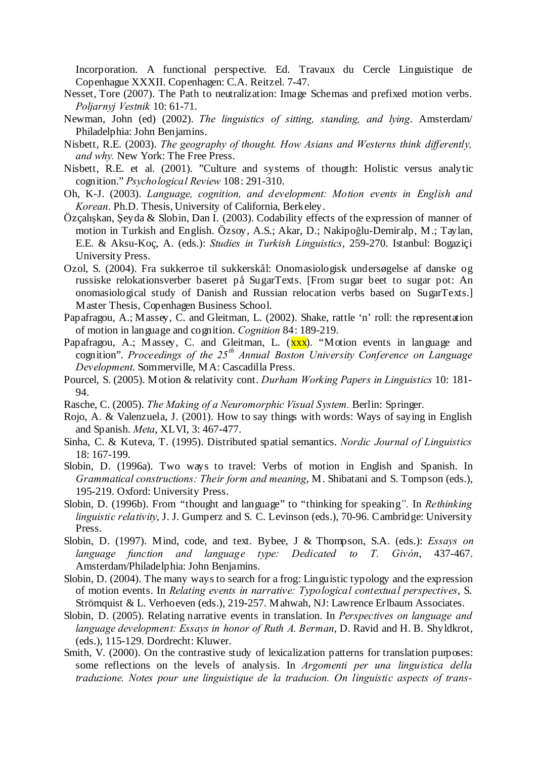Incorporation. A functional perspective. Ed. Travaux du Cercle Linguistique de Copenhague XXXII. Copenhagen: C.A. Reitzel. 7-47.

Nesset, Tore (2007). The Path to neutralization: Image Schemas and prefixed motion verbs. *Poljarnyj Vestnik* 10: 61-71.

Newman, John (ed) (2002). *The linguistics of sitting, standing, and lying*. Amsterdam/ Philadelphia: John Benjamins.

Nisbett, R.E. (2003). *The geography of thought. How Asians and Westerns think differently, and why.* New York: The Free Press.

Nisbett, R.E. et al. (2001). "Culture and systems of thougth: Holistic versus analytic cognition." *Psychological Review* 108: 291-310.

Oh, K-J. (2003). *Language, cognition, and development: Motion events in English and Korean*. Ph.D. Thesis, University of California, Berkeley.

Özçalışkan, Şeyda & Slobin, Dan I. (2003). Codability effects of the expression of manner of motion in Turkish and English. Özsoy, A.S.; Akar, D.; Nakipoğlu-Demiralp, M.; Taylan, E.E. & Aksu-Koç, A. (eds.): *Studies in Turkish Linguistics*, 259-270. Istanbul: Bogaziçi University Press.

Ozol, S. (2004). Fra sukkerroe til sukkerskål: Onomasiologisk undersøgelse af danske og russiske relokationsverber baseret på SugarTexts. [From sugar beet to sugar pot: An onomasiological study of Danish and Russian relocation verbs based on SugarTexts.] Master Thesis, Copenhagen Business School.

Papafragou, A.; Massey, C. and Gleitman, L. (2002). Shake, rattle 'n' roll: the representation of motion in language and cognition. *Cognition* 84: 189-219.

Papafragou, A.; Massey, C. and Gleitman, L. (xxx). "Motion events in language and cognition". *Proceedings of the 25th Annual Boston University Conference on Language Development*. Sommerville, MA: Cascadilla Press.

Pourcel, S. (2005). Motion & relativity cont. *Durham Working Papers in Linguistics* 10: 181-94.

Rasche, C. (2005). *The Making of a Neuromorphic Visual System.* Berlin: Springer.

Rojo, A. & Valenzuela, J. (2001). How to say things with words: Ways of saying in English and Spanish. *Meta*, XLVI, 3: 467-477.

Sinha, C. & Kuteva, T. (1995). Distributed spatial semantics. *Nordic Journal of Linguistics* 18: 167-199.

Slobin, D. (1996a). Two ways to travel: Verbs of motion in English and Spanish. In *Grammatical constructions: Their form and meaning*, M. Shibatani and S. Tompson (eds.), 195-219. Oxford: University Press.

Slobin, D. (1996b). From "thought and language" to "thinking for speaking". In *Rethinking linguistic relativity*, J. J. Gumperz and S. C. Levinson (eds.), 70-96. Cambridge: University Press.

Slobin, D. (1997). Mind, code, and text. Bybee, J & Thompson, S.A. (eds.): *Essays on language function and language type: Dedicated to T. Givón*, 437-467. Amsterdam/Philadelphia: John Benjamins.

Slobin, D. (2004). The many ways to search for a frog: Linguistic typology and the expression of motion events. In *Relating events in narrative: Typological contextual perspectives*, S. Strömquist & L. Verhoeven (eds.), 219-257. Mahwah, NJ: Lawrence Erlbaum Associates.

Slobin, D. (2005). Relating narrative events in translation. In *Perspectives on language and language development: Essays in honor of Ruth A. Berman*, D. Ravid and H. B. Shyldkrot, (eds.), 115-129. Dordrecht: Kluwer.

Smith, V. (2000). On the contrastive study of lexicalization patterns for translation purposes: some reflections on the levels of analysis. In *Argomenti per una linguistica della traduzione. Notes pour une linguistique de la traducion. On linguistic aspects of trans-*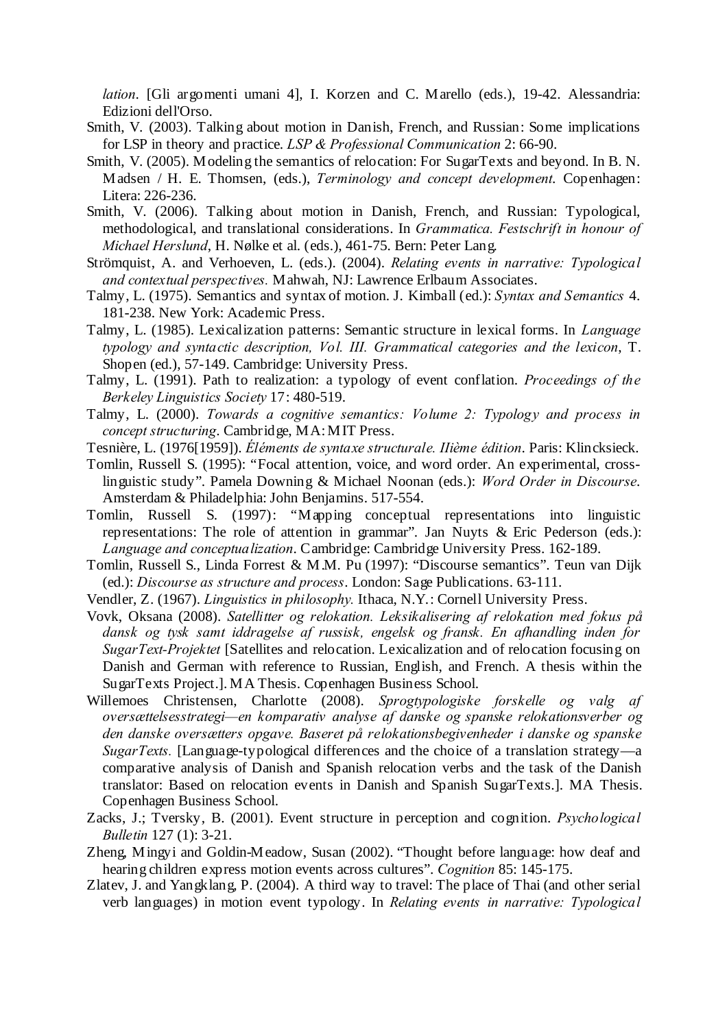*lation*. [Gli argomenti umani 4], I. Korzen and C. Marello (eds.), 19-42. Alessandria: Edizioni dell'Orso.

Smith, V. (2003). Talking about motion in Danish, French, and Russian: Some implications for LSP in theory and practice. *LSP & Professional Communication* 2: 66-90.

Smith, V. (2005). Modeling the semantics of relocation: For SugarTexts and beyond. In B. N. Madsen / H. E. Thomsen, (eds.), *Terminology and concept development*. Copenhagen: Litera: 226-236.

Smith, V. (2006). Talking about motion in Danish, French, and Russian: Typological, methodological, and translational considerations. In *Grammatica. Festschrift in honour of Michael Herslund*, H. Nølke et al. (eds.), 461-75. Bern: Peter Lang.

Strömquist, A. and Verhoeven, L. (eds.). (2004). *Relating events in narrative: Typological and contextual perspectives.* Mahwah, NJ: Lawrence Erlbaum Associates.

Talmy, L. (1975). Semantics and syntax of motion. J. Kimball (ed.): *Syntax and Semantics* 4. 181-238. New York: Academic Press.

Talmy, L. (1985). Lexicalization patterns: Semantic structure in lexical forms. In *Language typology and syntactic description, Vol. III. Grammatical categories and the lexicon*, T. Shopen (ed.), 57-149. Cambridge: University Press.

Talmy, L. (1991). Path to realization: a typology of event conflation. *Proceedings of the Berkeley Linguistics Society* 17: 480-519.

Talmy, L. (2000). *Towards a cognitive semantics: Volume 2: Typology and process in concept structuring*. Cambridge, MA: MIT Press.

Tesnière, L. (1976[1959]). *Éléments de syntaxe structurale. IIième édition*. Paris: Klincksieck.

Tomlin, Russell S. (1995): "Focal attention, voice, and word order. An experimental, cross-linguistic study". Pamela Downing & Michael Noonan (eds.): *Word Order in Discourse*. Amsterdam & Philadelphia: John Benjamins. 517-554.

Tomlin, Russell S. (1997): "Mapping conceptual representations into linguistic representations: The role of attention in grammar". Jan Nuyts & Eric Pederson (eds.): *Language and conceptualization*. Cambridge: Cambridge University Press. 162-189.

Tomlin, Russell S., Linda Forrest & M.M. Pu (1997): "Discourse semantics". Teun van Dijk (ed.): *Discourse as structure and process*. London: Sage Publications. 63-111.

Vendler, Z. (1967). *Linguistics in philosophy.* Ithaca, N.Y.: Cornell University Press.

Vovk, Oksana (2008). *Satellitter og relokation. Leksikalisering af relokation med fokus på dansk og tysk samt iddragelse af russisk, engelsk og fransk. En afhandling inden for SugarText-Projektet* [Satellites and relocation. Lexicalization and of relocation focusing on Danish and German with reference to Russian, English, and French. A thesis within the SugarTexts Project.]. MA Thesis. Copenhagen Business School.

Willemoes Christensen, Charlotte (2008). *Sprogtypologiske forskelle og valg af oversættelsesstrategi—en komparativ analyse af danske og spanske relokationsverber og den danske oversætters opgave. Baseret på relokationsbegivenheder i danske og spanske SugarTexts.* [Language-typological differences and the choice of a translation strategy—a comparative analysis of Danish and Spanish relocation verbs and the task of the Danish translator: Based on relocation events in Danish and Spanish SugarTexts.]. MA Thesis. Copenhagen Business School.

Zacks, J.; Tversky, B. (2001). Event structure in perception and cognition. *Psychological Bulletin* 127 (1): 3-21.

Zheng, Mingyi and Goldin-Meadow, Susan (2002). "Thought before language: how deaf and hearing children express motion events across cultures". *Cognition* 85: 145-175.

Zlatev, J. and Yangklang, P. (2004). A third way to travel: The place of Thai (and other serial verb languages) in motion event typology. In *Relating events in narrative: Typological*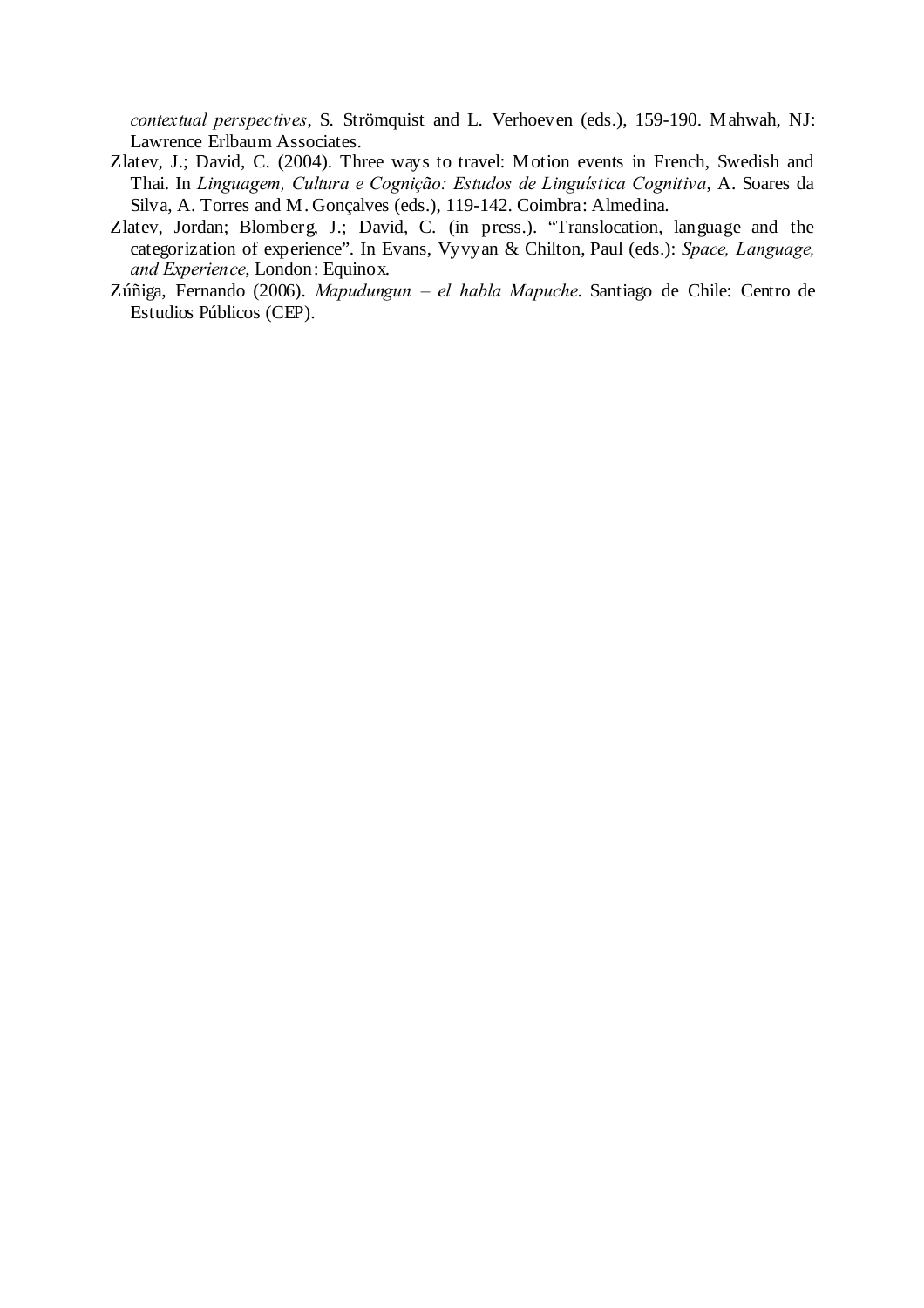*contextual perspectives*, S. Strömquist and L. Verhoeven (eds.), 159-190. Mahwah, NJ: Lawrence Erlbaum Associates.

Zlatev, J.; David, C. (2004). Three ways to travel: Motion events in French, Swedish and Thai. In *Linguagem, Cultura e Cognição: Estudos de Linguística Cognitiva*, A. Soares da Silva, A. Torres and M. Gonçalves (eds.), 119-142. Coimbra: Almedina.

Zlatev, Jordan; Blomberg, J.; David, C. (in press.). "Translocation, language and the categorization of experience". In Evans, Vyvyan & Chilton, Paul (eds.): *Space, Language, and Experience*, London: Equinox.

Zúñiga, Fernando (2006). *Mapudungun – el habla Mapuche*. Santiago de Chile: Centro de Estudios Públicos (CEP).